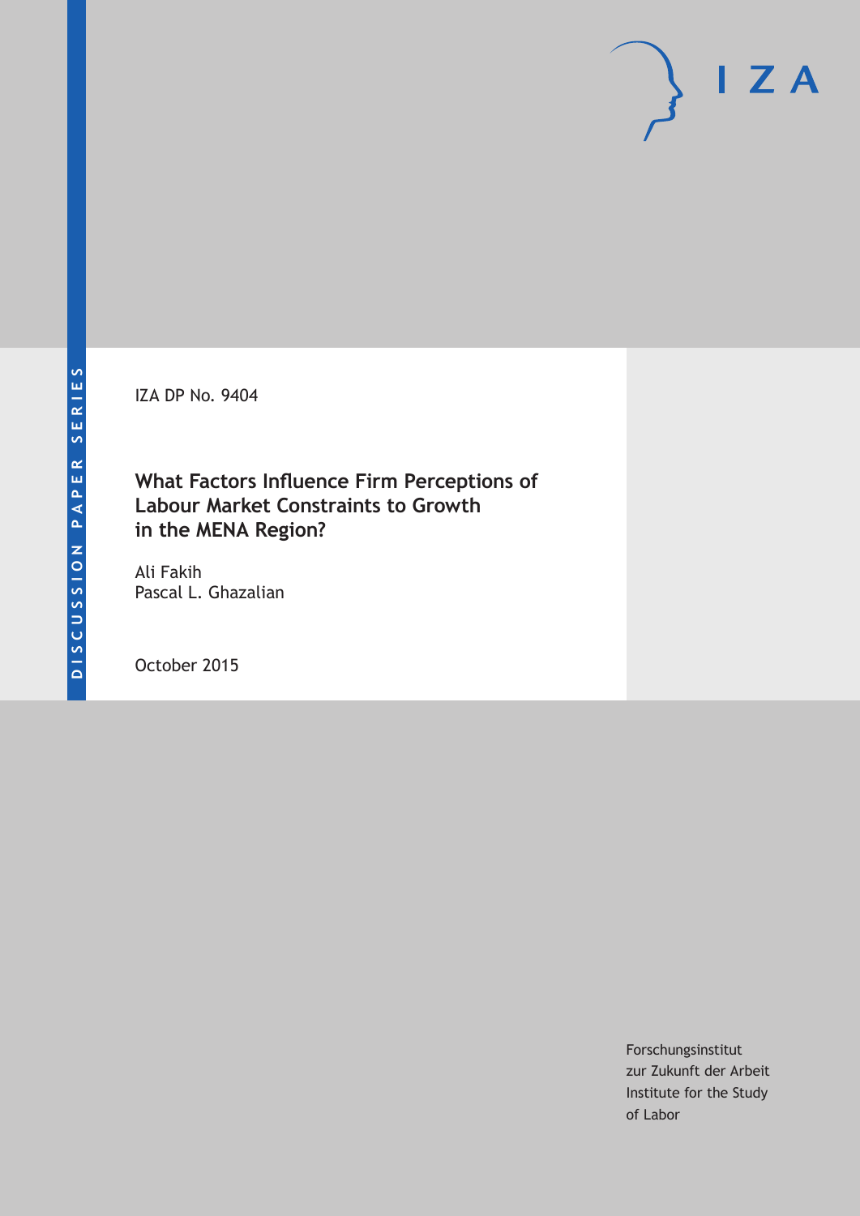IZA DP No. 9404

# What Factors Influence Firm Perceptions of Labour Market Constraints to Growth in the MENA Region?

Ali Fakih
Pascal L. Ghazalian

October 2015

DISCUSSION PAPER SERIES

Forschungsinstitut
zur Zukunft der Arbeit
Institute for the Study
of Labor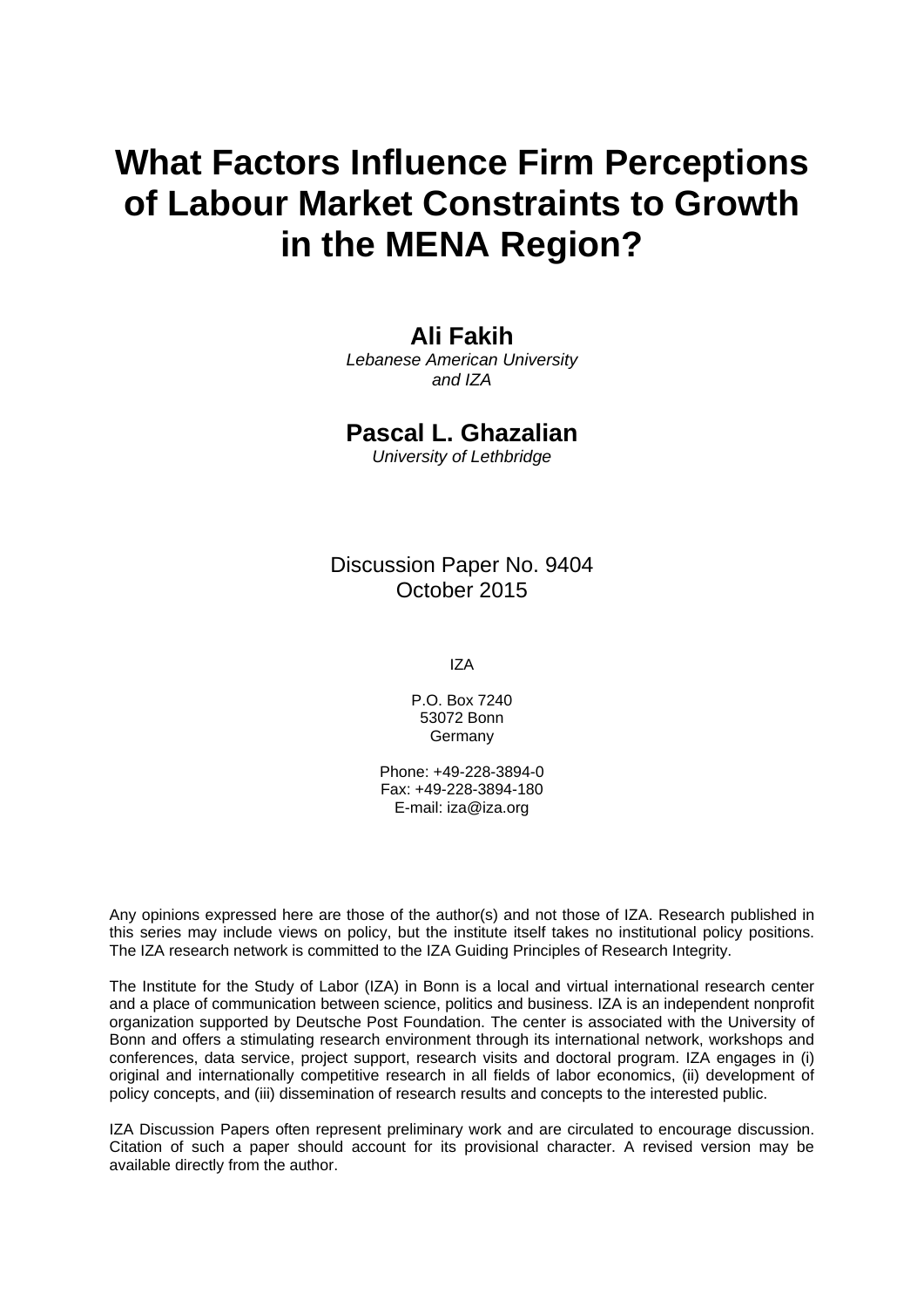# What Factors Influence Firm Perceptions of Labour Market Constraints to Growth in the MENA Region?

**Ali Fakih**
*Lebanese American University and IZA*

**Pascal L. Ghazalian**
*University of Lethbridge*

Discussion Paper No. 9404
October 2015

IZA

P.O. Box 7240
53072 Bonn
Germany

Phone: +49-228-3894-0
Fax: +49-228-3894-180
E-mail: iza@iza.org

Any opinions expressed here are those of the author(s) and not those of IZA. Research published in this series may include views on policy, but the institute itself takes no institutional policy positions. The IZA research network is committed to the IZA Guiding Principles of Research Integrity.

The Institute for the Study of Labor (IZA) in Bonn is a local and virtual international research center and a place of communication between science, politics and business. IZA is an independent nonprofit organization supported by Deutsche Post Foundation. The center is associated with the University of Bonn and offers a stimulating research environment through its international network, workshops and conferences, data service, project support, research visits and doctoral program. IZA engages in (i) original and internationally competitive research in all fields of labor economics, (ii) development of policy concepts, and (iii) dissemination of research results and concepts to the interested public.

IZA Discussion Papers often represent preliminary work and are circulated to encourage discussion. Citation of such a paper should account for its provisional character. A revised version may be available directly from the author.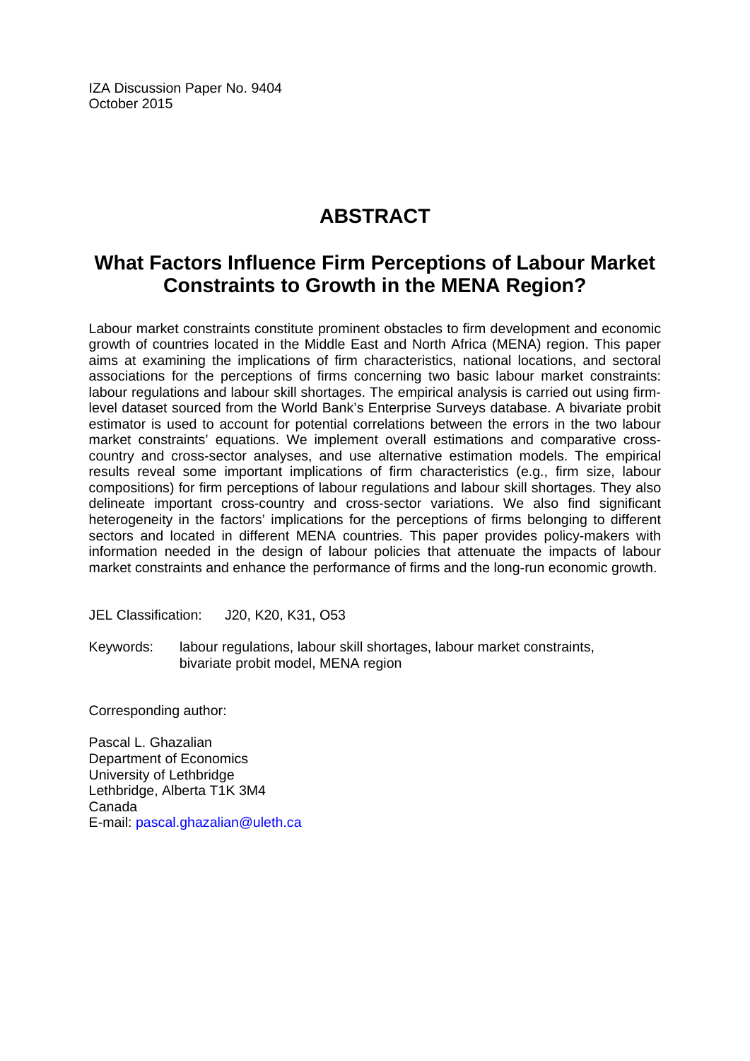IZA Discussion Paper No. 9404
October 2015

# ABSTRACT

## What Factors Influence Firm Perceptions of Labour Market Constraints to Growth in the MENA Region?

Labour market constraints constitute prominent obstacles to firm development and economic growth of countries located in the Middle East and North Africa (MENA) region. This paper aims at examining the implications of firm characteristics, national locations, and sectoral associations for the perceptions of firms concerning two basic labour market constraints: labour regulations and labour skill shortages. The empirical analysis is carried out using firm-level dataset sourced from the World Bank's Enterprise Surveys database. A bivariate probit estimator is used to account for potential correlations between the errors in the two labour market constraints' equations. We implement overall estimations and comparative cross-country and cross-sector analyses, and use alternative estimation models. The empirical results reveal some important implications of firm characteristics (e.g., firm size, labour compositions) for firm perceptions of labour regulations and labour skill shortages. They also delineate important cross-country and cross-sector variations. We also find significant heterogeneity in the factors' implications for the perceptions of firms belonging to different sectors and located in different MENA countries. This paper provides policy-makers with information needed in the design of labour policies that attenuate the impacts of labour market constraints and enhance the performance of firms and the long-run economic growth.

JEL Classification: J20, K20, K31, O53

Keywords: labour regulations, labour skill shortages, labour market constraints, bivariate probit model, MENA region

Corresponding author:

Pascal L. Ghazalian
Department of Economics
University of Lethbridge
Lethbridge, Alberta T1K 3M4
Canada
E-mail: pascal.ghazalian@uleth.ca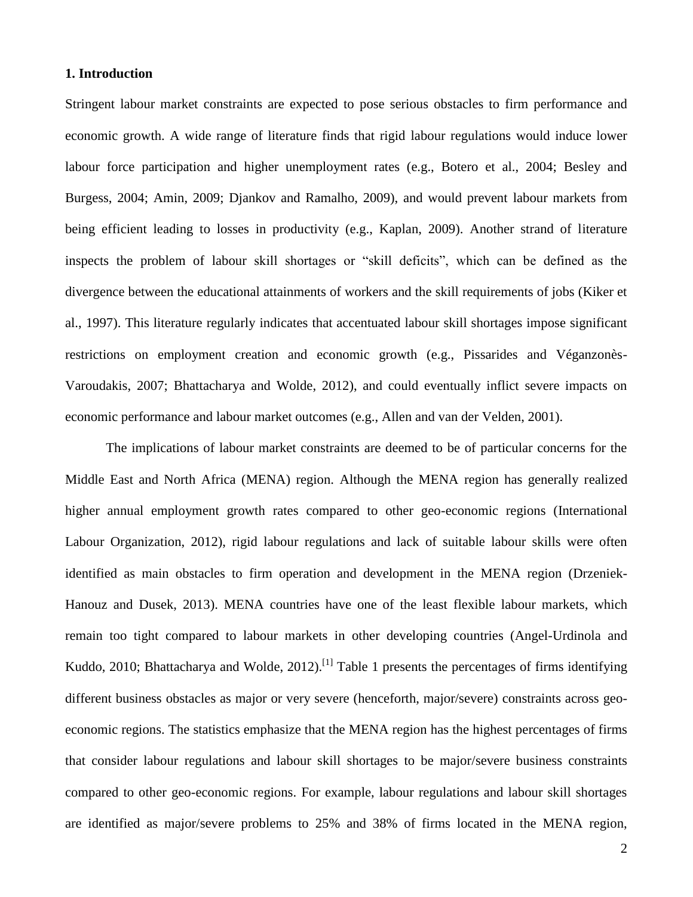## 1. Introduction

Stringent labour market constraints are expected to pose serious obstacles to firm performance and economic growth. A wide range of literature finds that rigid labour regulations would induce lower labour force participation and higher unemployment rates (e.g., Botero et al., 2004; Besley and Burgess, 2004; Amin, 2009; Djankov and Ramalho, 2009), and would prevent labour markets from being efficient leading to losses in productivity (e.g., Kaplan, 2009). Another strand of literature inspects the problem of labour skill shortages or "skill deficits", which can be defined as the divergence between the educational attainments of workers and the skill requirements of jobs (Kiker et al., 1997). This literature regularly indicates that accentuated labour skill shortages impose significant restrictions on employment creation and economic growth (e.g., Pissarides and Véganzonès-Varoudakis, 2007; Bhattacharya and Wolde, 2012), and could eventually inflict severe impacts on economic performance and labour market outcomes (e.g., Allen and van der Velden, 2001).

The implications of labour market constraints are deemed to be of particular concerns for the Middle East and North Africa (MENA) region. Although the MENA region has generally realized higher annual employment growth rates compared to other geo-economic regions (International Labour Organization, 2012), rigid labour regulations and lack of suitable labour skills were often identified as main obstacles to firm operation and development in the MENA region (Drzeniek-Hanouz and Dusek, 2013). MENA countries have one of the least flexible labour markets, which remain too tight compared to labour markets in other developing countries (Angel-Urdinola and Kuddo, 2010; Bhattacharya and Wolde, 2012).[1] Table 1 presents the percentages of firms identifying different business obstacles as major or very severe (henceforth, major/severe) constraints across geo-economic regions. The statistics emphasize that the MENA region has the highest percentages of firms that consider labour regulations and labour skill shortages to be major/severe business constraints compared to other geo-economic regions. For example, labour regulations and labour skill shortages are identified as major/severe problems to 25% and 38% of firms located in the MENA region,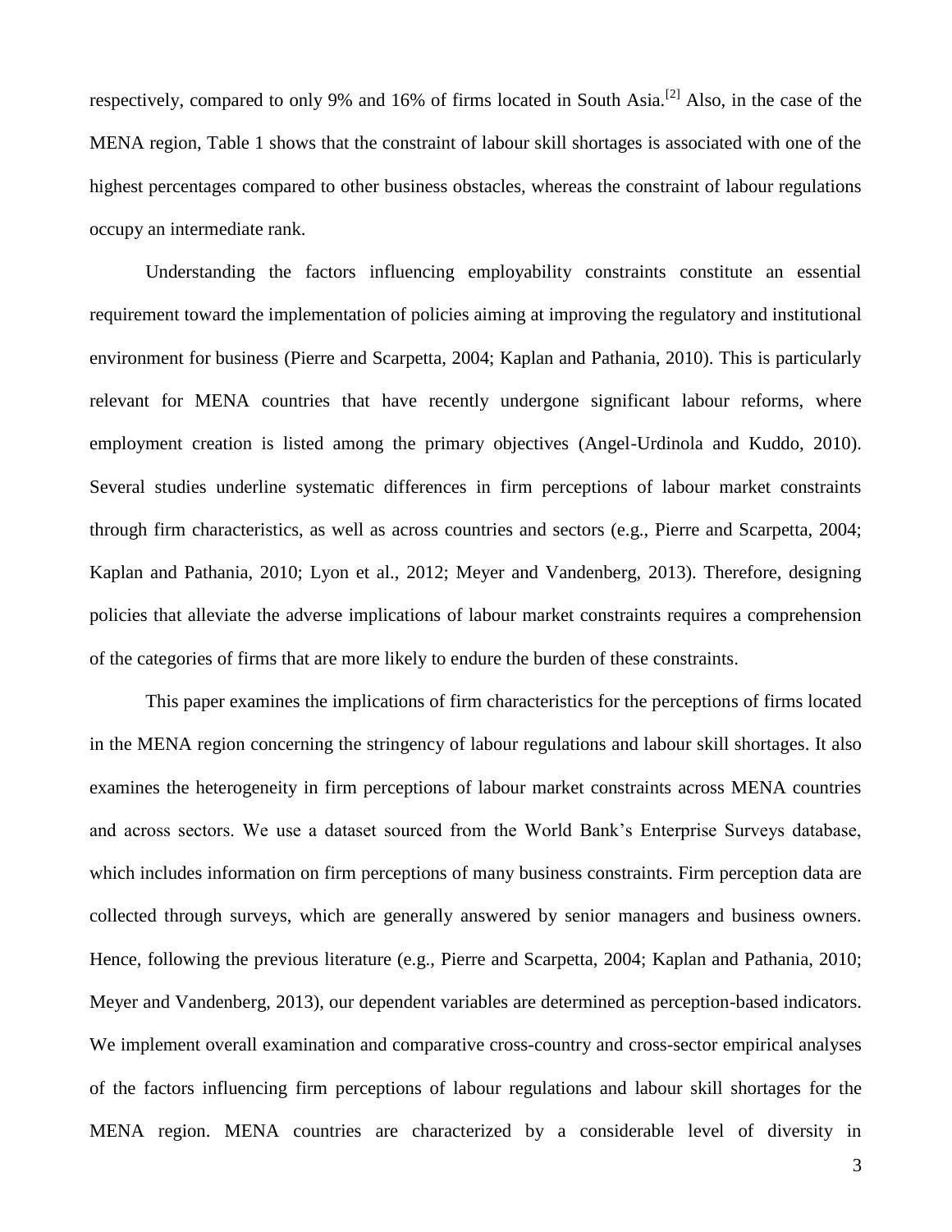respectively, compared to only 9% and 16% of firms located in South Asia.[2] Also, in the case of the MENA region, Table 1 shows that the constraint of labour skill shortages is associated with one of the highest percentages compared to other business obstacles, whereas the constraint of labour regulations occupy an intermediate rank.

Understanding the factors influencing employability constraints constitute an essential requirement toward the implementation of policies aiming at improving the regulatory and institutional environment for business (Pierre and Scarpetta, 2004; Kaplan and Pathania, 2010). This is particularly relevant for MENA countries that have recently undergone significant labour reforms, where employment creation is listed among the primary objectives (Angel-Urdinola and Kuddo, 2010). Several studies underline systematic differences in firm perceptions of labour market constraints through firm characteristics, as well as across countries and sectors (e.g., Pierre and Scarpetta, 2004; Kaplan and Pathania, 2010; Lyon et al., 2012; Meyer and Vandenberg, 2013). Therefore, designing policies that alleviate the adverse implications of labour market constraints requires a comprehension of the categories of firms that are more likely to endure the burden of these constraints.

This paper examines the implications of firm characteristics for the perceptions of firms located in the MENA region concerning the stringency of labour regulations and labour skill shortages. It also examines the heterogeneity in firm perceptions of labour market constraints across MENA countries and across sectors. We use a dataset sourced from the World Bank's Enterprise Surveys database, which includes information on firm perceptions of many business constraints. Firm perception data are collected through surveys, which are generally answered by senior managers and business owners. Hence, following the previous literature (e.g., Pierre and Scarpetta, 2004; Kaplan and Pathania, 2010; Meyer and Vandenberg, 2013), our dependent variables are determined as perception-based indicators. We implement overall examination and comparative cross-country and cross-sector empirical analyses of the factors influencing firm perceptions of labour regulations and labour skill shortages for the MENA region. MENA countries are characterized by a considerable level of diversity in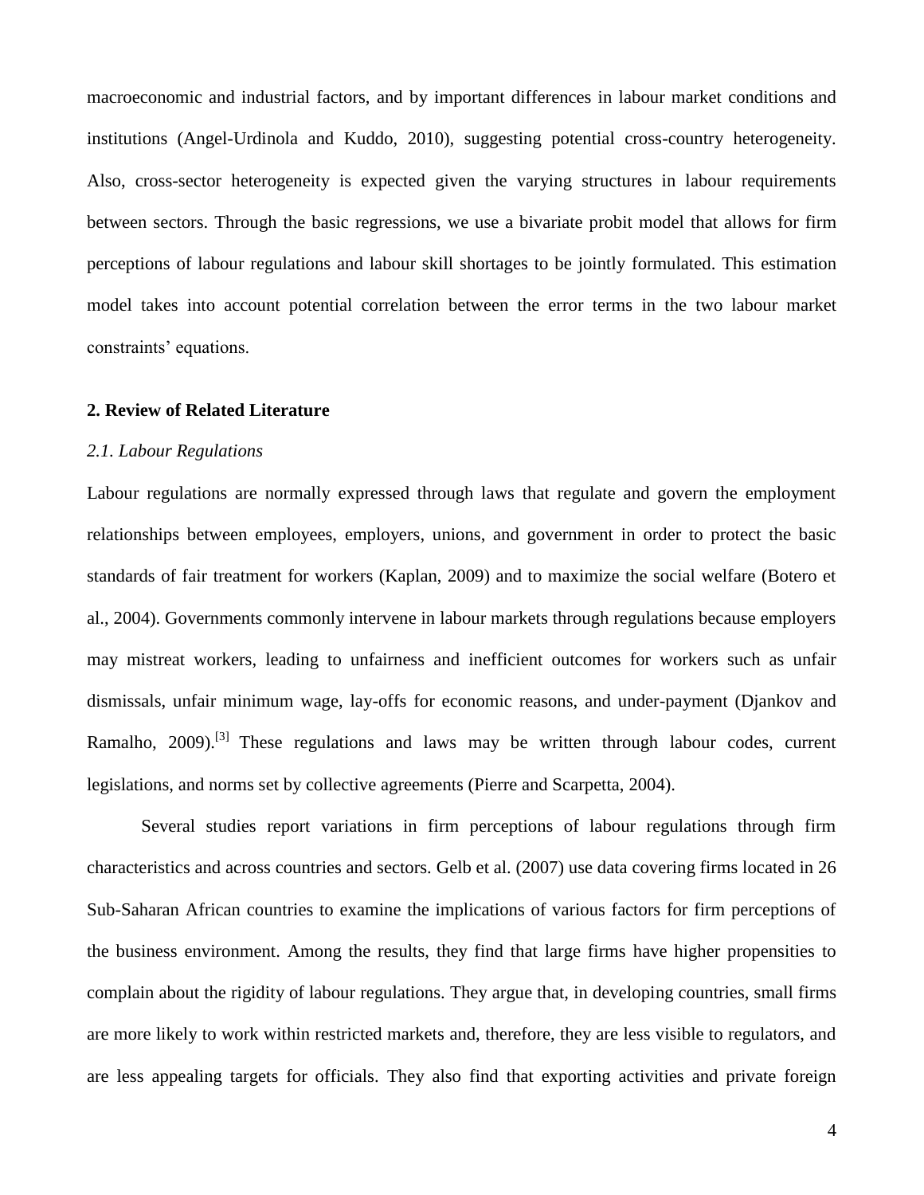macroeconomic and industrial factors, and by important differences in labour market conditions and institutions (Angel-Urdinola and Kuddo, 2010), suggesting potential cross-country heterogeneity. Also, cross-sector heterogeneity is expected given the varying structures in labour requirements between sectors. Through the basic regressions, we use a bivariate probit model that allows for firm perceptions of labour regulations and labour skill shortages to be jointly formulated. This estimation model takes into account potential correlation between the error terms in the two labour market constraints' equations.

## 2. Review of Related Literature

### *2.1. Labour Regulations*

Labour regulations are normally expressed through laws that regulate and govern the employment relationships between employees, employers, unions, and government in order to protect the basic standards of fair treatment for workers (Kaplan, 2009) and to maximize the social welfare (Botero et al., 2004). Governments commonly intervene in labour markets through regulations because employers may mistreat workers, leading to unfairness and inefficient outcomes for workers such as unfair dismissals, unfair minimum wage, lay-offs for economic reasons, and under-payment (Djankov and Ramalho, 2009).[3] These regulations and laws may be written through labour codes, current legislations, and norms set by collective agreements (Pierre and Scarpetta, 2004).

Several studies report variations in firm perceptions of labour regulations through firm characteristics and across countries and sectors. Gelb et al. (2007) use data covering firms located in 26 Sub-Saharan African countries to examine the implications of various factors for firm perceptions of the business environment. Among the results, they find that large firms have higher propensities to complain about the rigidity of labour regulations. They argue that, in developing countries, small firms are more likely to work within restricted markets and, therefore, they are less visible to regulators, and are less appealing targets for officials. They also find that exporting activities and private foreign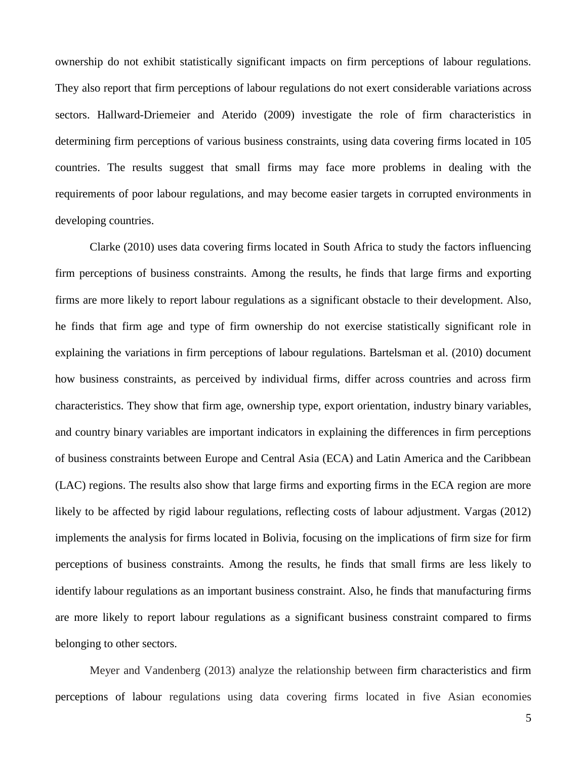ownership do not exhibit statistically significant impacts on firm perceptions of labour regulations. They also report that firm perceptions of labour regulations do not exert considerable variations across sectors. Hallward-Driemeier and Aterido (2009) investigate the role of firm characteristics in determining firm perceptions of various business constraints, using data covering firms located in 105 countries. The results suggest that small firms may face more problems in dealing with the requirements of poor labour regulations, and may become easier targets in corrupted environments in developing countries.

Clarke (2010) uses data covering firms located in South Africa to study the factors influencing firm perceptions of business constraints. Among the results, he finds that large firms and exporting firms are more likely to report labour regulations as a significant obstacle to their development. Also, he finds that firm age and type of firm ownership do not exercise statistically significant role in explaining the variations in firm perceptions of labour regulations. Bartelsman et al. (2010) document how business constraints, as perceived by individual firms, differ across countries and across firm characteristics. They show that firm age, ownership type, export orientation, industry binary variables, and country binary variables are important indicators in explaining the differences in firm perceptions of business constraints between Europe and Central Asia (ECA) and Latin America and the Caribbean (LAC) regions. The results also show that large firms and exporting firms in the ECA region are more likely to be affected by rigid labour regulations, reflecting costs of labour adjustment. Vargas (2012) implements the analysis for firms located in Bolivia, focusing on the implications of firm size for firm perceptions of business constraints. Among the results, he finds that small firms are less likely to identify labour regulations as an important business constraint. Also, he finds that manufacturing firms are more likely to report labour regulations as a significant business constraint compared to firms belonging to other sectors.

Meyer and Vandenberg (2013) analyze the relationship between firm characteristics and firm perceptions of labour regulations using data covering firms located in five Asian economies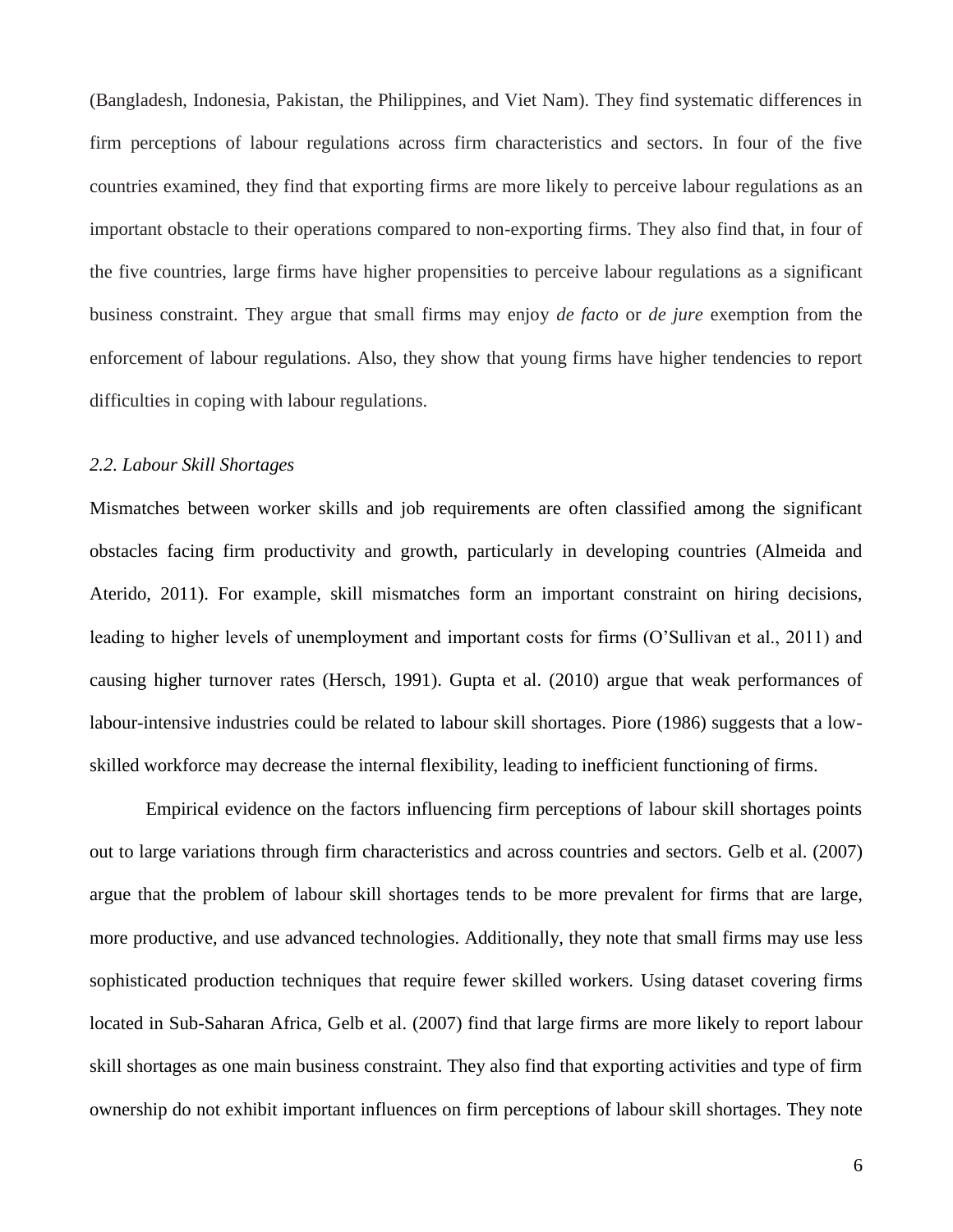(Bangladesh, Indonesia, Pakistan, the Philippines, and Viet Nam). They find systematic differences in firm perceptions of labour regulations across firm characteristics and sectors. In four of the five countries examined, they find that exporting firms are more likely to perceive labour regulations as an important obstacle to their operations compared to non-exporting firms. They also find that, in four of the five countries, large firms have higher propensities to perceive labour regulations as a significant business constraint. They argue that small firms may enjoy *de facto* or *de jure* exemption from the enforcement of labour regulations. Also, they show that young firms have higher tendencies to report difficulties in coping with labour regulations.

### *2.2. Labour Skill Shortages*

Mismatches between worker skills and job requirements are often classified among the significant obstacles facing firm productivity and growth, particularly in developing countries (Almeida and Aterido, 2011). For example, skill mismatches form an important constraint on hiring decisions, leading to higher levels of unemployment and important costs for firms (O'Sullivan et al., 2011) and causing higher turnover rates (Hersch, 1991). Gupta et al. (2010) argue that weak performances of labour-intensive industries could be related to labour skill shortages. Piore (1986) suggests that a low-skilled workforce may decrease the internal flexibility, leading to inefficient functioning of firms.

Empirical evidence on the factors influencing firm perceptions of labour skill shortages points out to large variations through firm characteristics and across countries and sectors. Gelb et al. (2007) argue that the problem of labour skill shortages tends to be more prevalent for firms that are large, more productive, and use advanced technologies. Additionally, they note that small firms may use less sophisticated production techniques that require fewer skilled workers. Using dataset covering firms located in Sub-Saharan Africa, Gelb et al. (2007) find that large firms are more likely to report labour skill shortages as one main business constraint. They also find that exporting activities and type of firm ownership do not exhibit important influences on firm perceptions of labour skill shortages. They note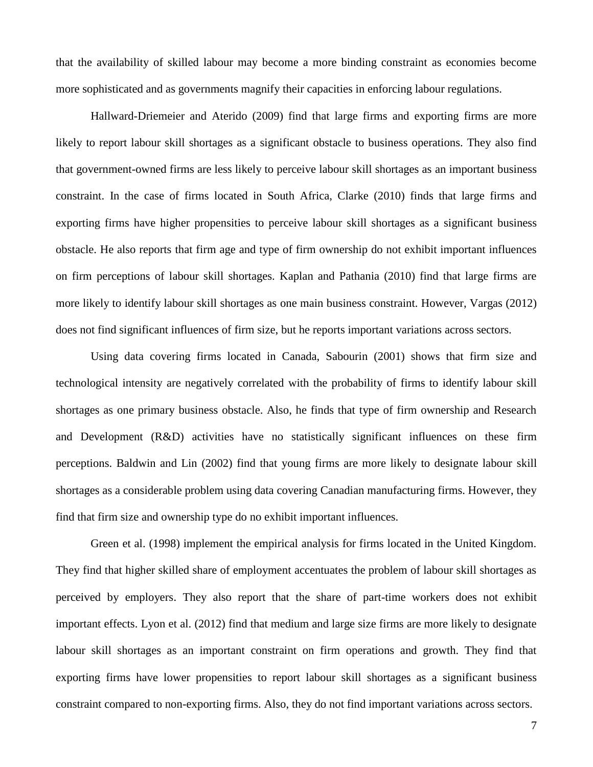that the availability of skilled labour may become a more binding constraint as economies become more sophisticated and as governments magnify their capacities in enforcing labour regulations.

Hallward-Driemeier and Aterido (2009) find that large firms and exporting firms are more likely to report labour skill shortages as a significant obstacle to business operations. They also find that government-owned firms are less likely to perceive labour skill shortages as an important business constraint. In the case of firms located in South Africa, Clarke (2010) finds that large firms and exporting firms have higher propensities to perceive labour skill shortages as a significant business obstacle. He also reports that firm age and type of firm ownership do not exhibit important influences on firm perceptions of labour skill shortages. Kaplan and Pathania (2010) find that large firms are more likely to identify labour skill shortages as one main business constraint. However, Vargas (2012) does not find significant influences of firm size, but he reports important variations across sectors.

Using data covering firms located in Canada, Sabourin (2001) shows that firm size and technological intensity are negatively correlated with the probability of firms to identify labour skill shortages as one primary business obstacle. Also, he finds that type of firm ownership and Research and Development (R&D) activities have no statistically significant influences on these firm perceptions. Baldwin and Lin (2002) find that young firms are more likely to designate labour skill shortages as a considerable problem using data covering Canadian manufacturing firms. However, they find that firm size and ownership type do no exhibit important influences.

Green et al. (1998) implement the empirical analysis for firms located in the United Kingdom. They find that higher skilled share of employment accentuates the problem of labour skill shortages as perceived by employers. They also report that the share of part-time workers does not exhibit important effects. Lyon et al. (2012) find that medium and large size firms are more likely to designate labour skill shortages as an important constraint on firm operations and growth. They find that exporting firms have lower propensities to report labour skill shortages as a significant business constraint compared to non-exporting firms. Also, they do not find important variations across sectors.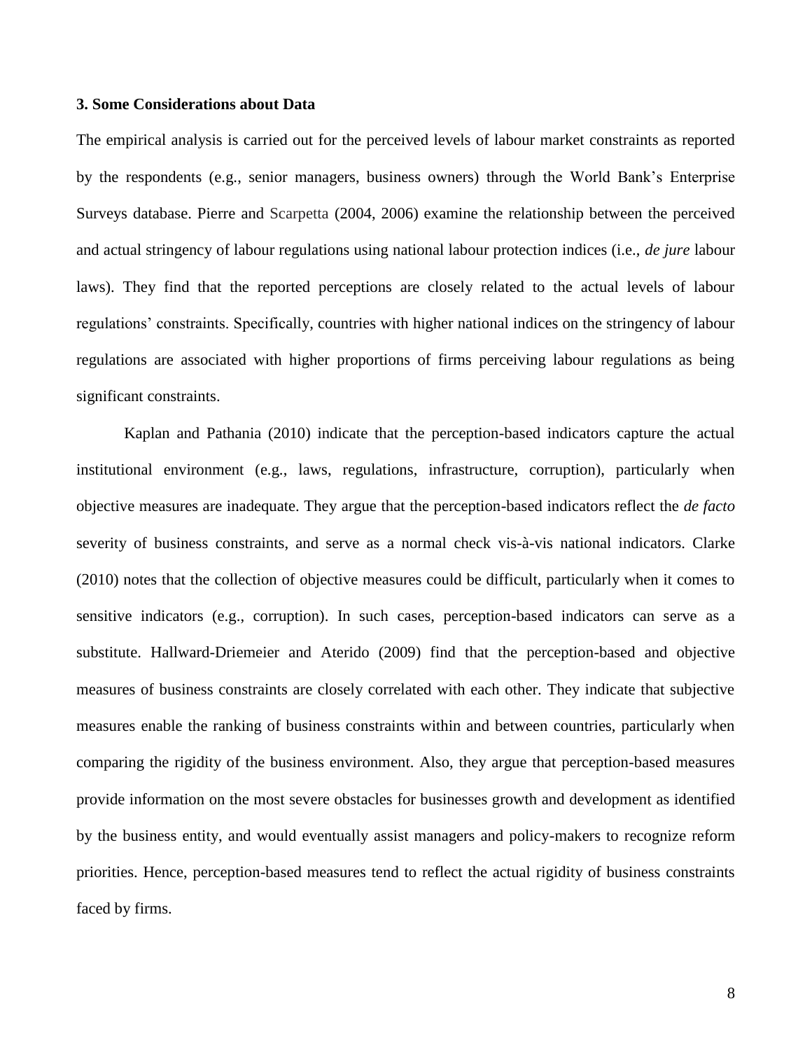### 3. Some Considerations about Data

The empirical analysis is carried out for the perceived levels of labour market constraints as reported by the respondents (e.g., senior managers, business owners) through the World Bank's Enterprise Surveys database. Pierre and Scarpetta (2004, 2006) examine the relationship between the perceived and actual stringency of labour regulations using national labour protection indices (i.e., *de jure* labour laws). They find that the reported perceptions are closely related to the actual levels of labour regulations' constraints. Specifically, countries with higher national indices on the stringency of labour regulations are associated with higher proportions of firms perceiving labour regulations as being significant constraints.

Kaplan and Pathania (2010) indicate that the perception-based indicators capture the actual institutional environment (e.g., laws, regulations, infrastructure, corruption), particularly when objective measures are inadequate. They argue that the perception-based indicators reflect the *de facto* severity of business constraints, and serve as a normal check vis-à-vis national indicators. Clarke (2010) notes that the collection of objective measures could be difficult, particularly when it comes to sensitive indicators (e.g., corruption). In such cases, perception-based indicators can serve as a substitute. Hallward-Driemeier and Aterido (2009) find that the perception-based and objective measures of business constraints are closely correlated with each other. They indicate that subjective measures enable the ranking of business constraints within and between countries, particularly when comparing the rigidity of the business environment. Also, they argue that perception-based measures provide information on the most severe obstacles for businesses growth and development as identified by the business entity, and would eventually assist managers and policy-makers to recognize reform priorities. Hence, perception-based measures tend to reflect the actual rigidity of business constraints faced by firms.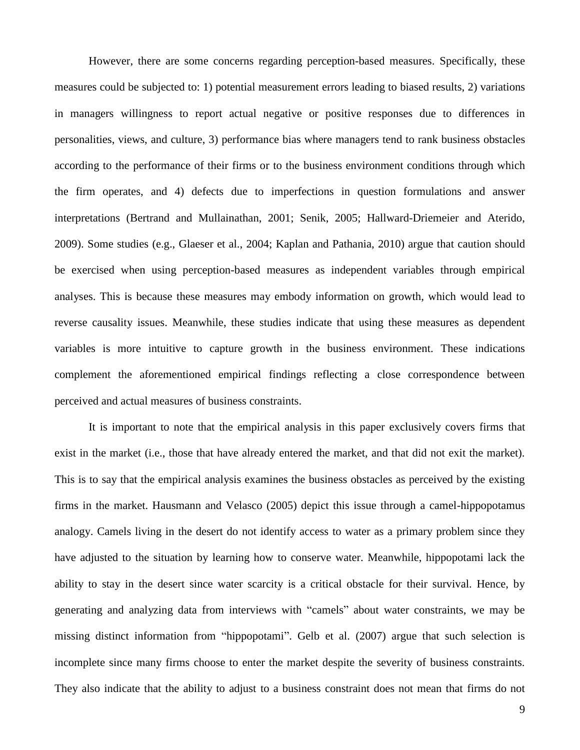However, there are some concerns regarding perception-based measures. Specifically, these measures could be subjected to: 1) potential measurement errors leading to biased results, 2) variations in managers willingness to report actual negative or positive responses due to differences in personalities, views, and culture, 3) performance bias where managers tend to rank business obstacles according to the performance of their firms or to the business environment conditions through which the firm operates, and 4) defects due to imperfections in question formulations and answer interpretations (Bertrand and Mullainathan, 2001; Senik, 2005; Hallward-Driemeier and Aterido, 2009). Some studies (e.g., Glaeser et al., 2004; Kaplan and Pathania, 2010) argue that caution should be exercised when using perception-based measures as independent variables through empirical analyses. This is because these measures may embody information on growth, which would lead to reverse causality issues. Meanwhile, these studies indicate that using these measures as dependent variables is more intuitive to capture growth in the business environment. These indications complement the aforementioned empirical findings reflecting a close correspondence between perceived and actual measures of business constraints.

It is important to note that the empirical analysis in this paper exclusively covers firms that exist in the market (i.e., those that have already entered the market, and that did not exit the market). This is to say that the empirical analysis examines the business obstacles as perceived by the existing firms in the market. Hausmann and Velasco (2005) depict this issue through a camel-hippopotamus analogy. Camels living in the desert do not identify access to water as a primary problem since they have adjusted to the situation by learning how to conserve water. Meanwhile, hippopotami lack the ability to stay in the desert since water scarcity is a critical obstacle for their survival. Hence, by generating and analyzing data from interviews with "camels" about water constraints, we may be missing distinct information from "hippopotami". Gelb et al. (2007) argue that such selection is incomplete since many firms choose to enter the market despite the severity of business constraints. They also indicate that the ability to adjust to a business constraint does not mean that firms do not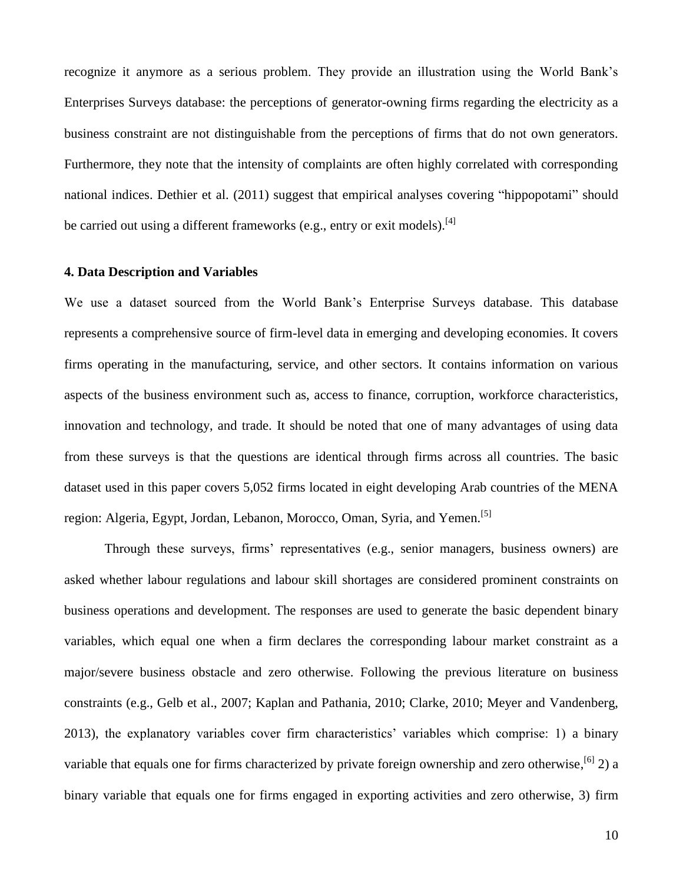recognize it anymore as a serious problem. They provide an illustration using the World Bank's Enterprises Surveys database: the perceptions of generator-owning firms regarding the electricity as a business constraint are not distinguishable from the perceptions of firms that do not own generators. Furthermore, they note that the intensity of complaints are often highly correlated with corresponding national indices. Dethier et al. (2011) suggest that empirical analyses covering "hippopotami" should be carried out using a different frameworks (e.g., entry or exit models).[4]

### 4. Data Description and Variables

We use a dataset sourced from the World Bank's Enterprise Surveys database. This database represents a comprehensive source of firm-level data in emerging and developing economies. It covers firms operating in the manufacturing, service, and other sectors. It contains information on various aspects of the business environment such as, access to finance, corruption, workforce characteristics, innovation and technology, and trade. It should be noted that one of many advantages of using data from these surveys is that the questions are identical through firms across all countries. The basic dataset used in this paper covers 5,052 firms located in eight developing Arab countries of the MENA region: Algeria, Egypt, Jordan, Lebanon, Morocco, Oman, Syria, and Yemen.[5]

Through these surveys, firms' representatives (e.g., senior managers, business owners) are asked whether labour regulations and labour skill shortages are considered prominent constraints on business operations and development. The responses are used to generate the basic dependent binary variables, which equal one when a firm declares the corresponding labour market constraint as a major/severe business obstacle and zero otherwise. Following the previous literature on business constraints (e.g., Gelb et al., 2007; Kaplan and Pathania, 2010; Clarke, 2010; Meyer and Vandenberg, 2013), the explanatory variables cover firm characteristics' variables which comprise: 1) a binary variable that equals one for firms characterized by private foreign ownership and zero otherwise,[6] 2) a binary variable that equals one for firms engaged in exporting activities and zero otherwise, 3) firm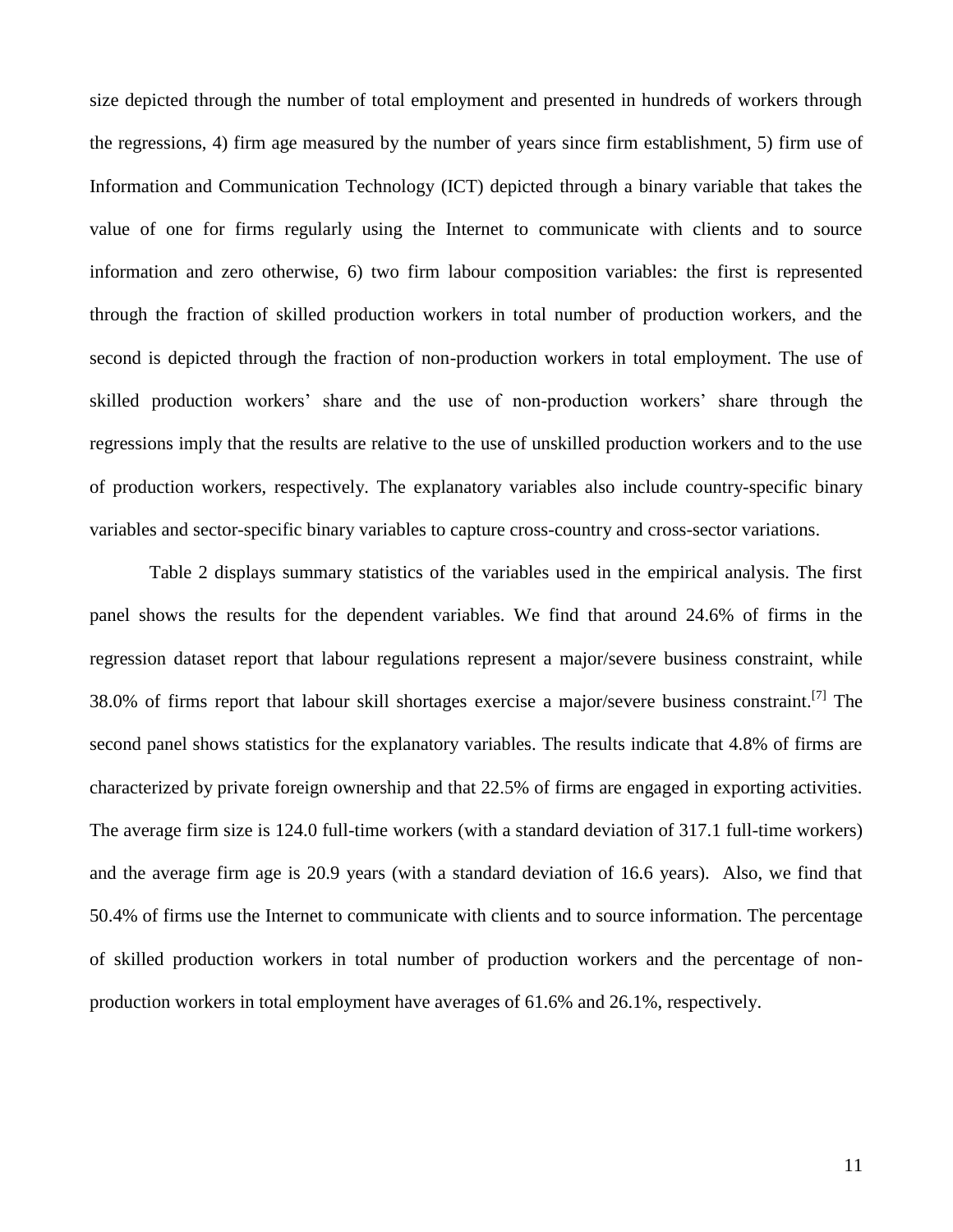size depicted through the number of total employment and presented in hundreds of workers through the regressions, 4) firm age measured by the number of years since firm establishment, 5) firm use of Information and Communication Technology (ICT) depicted through a binary variable that takes the value of one for firms regularly using the Internet to communicate with clients and to source information and zero otherwise, 6) two firm labour composition variables: the first is represented through the fraction of skilled production workers in total number of production workers, and the second is depicted through the fraction of non-production workers in total employment. The use of skilled production workers' share and the use of non-production workers' share through the regressions imply that the results are relative to the use of unskilled production workers and to the use of production workers, respectively. The explanatory variables also include country-specific binary variables and sector-specific binary variables to capture cross-country and cross-sector variations.

Table 2 displays summary statistics of the variables used in the empirical analysis. The first panel shows the results for the dependent variables. We find that around 24.6% of firms in the regression dataset report that labour regulations represent a major/severe business constraint, while 38.0% of firms report that labour skill shortages exercise a major/severe business constraint.[7] The second panel shows statistics for the explanatory variables. The results indicate that 4.8% of firms are characterized by private foreign ownership and that 22.5% of firms are engaged in exporting activities. The average firm size is 124.0 full-time workers (with a standard deviation of 317.1 full-time workers) and the average firm age is 20.9 years (with a standard deviation of 16.6 years). Also, we find that 50.4% of firms use the Internet to communicate with clients and to source information. The percentage of skilled production workers in total number of production workers and the percentage of non-production workers in total employment have averages of 61.6% and 26.1%, respectively.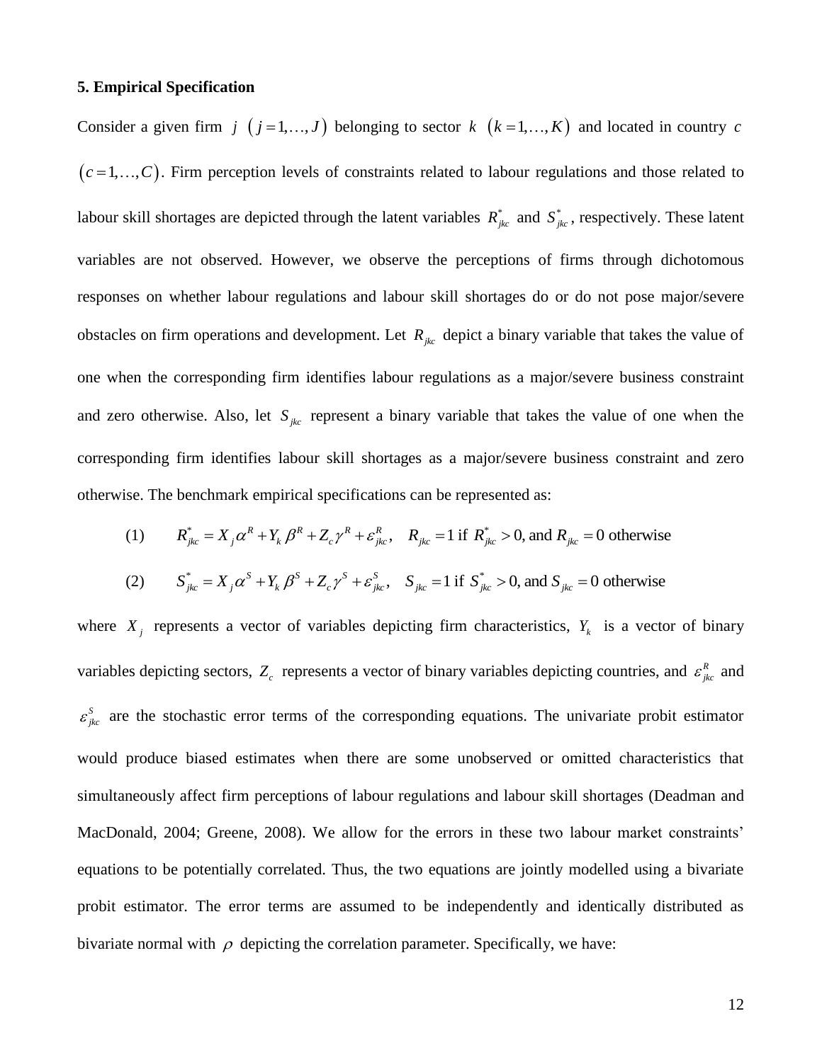### 5. Empirical Specification

Consider a given firm $j$ $(j = 1,\ldots,J)$ belonging to sector $k$ $(k = 1,\ldots,K)$ and located in country $c$ $(c = 1,\ldots,C)$. Firm perception levels of constraints related to labour regulations and those related to labour skill shortages are depicted through the latent variables $R^*_{jkc}$ and $S^*_{jkc}$, respectively. These latent variables are not observed. However, we observe the perceptions of firms through dichotomous responses on whether labour regulations and labour skill shortages do or do not pose major/severe obstacles on firm operations and development. Let $R_{jkc}$ depict a binary variable that takes the value of one when the corresponding firm identifies labour regulations as a major/severe business constraint and zero otherwise. Also, let $S_{jkc}$ represent a binary variable that takes the value of one when the corresponding firm identifies labour skill shortages as a major/severe business constraint and zero otherwise. The benchmark empirical specifications can be represented as:

$$(1) \qquad R^*_{jkc} = X_j \alpha^R + Y_k \beta^R + Z_c \gamma^R + \varepsilon^R_{jkc}, \quad R_{jkc} = 1 \text{ if } R^*_{jkc} > 0, \text{ and } R_{jkc} = 0 \text{ otherwise}$$

$$(2) \qquad S^*_{jkc} = X_j \alpha^S + Y_k \beta^S + Z_c \gamma^S + \varepsilon^S_{jkc}, \quad S_{jkc} = 1 \text{ if } S^*_{jkc} > 0, \text{ and } S_{jkc} = 0 \text{ otherwise}$$

where $X_j$ represents a vector of variables depicting firm characteristics, $Y_k$ is a vector of binary variables depicting sectors, $Z_c$ represents a vector of binary variables depicting countries, and $\varepsilon^R_{jkc}$ and $\varepsilon^S_{jkc}$ are the stochastic error terms of the corresponding equations. The univariate probit estimator would produce biased estimates when there are some unobserved or omitted characteristics that simultaneously affect firm perceptions of labour regulations and labour skill shortages (Deadman and MacDonald, 2004; Greene, 2008). We allow for the errors in these two labour market constraints' equations to be potentially correlated. Thus, the two equations are jointly modelled using a bivariate probit estimator. The error terms are assumed to be independently and identically distributed as bivariate normal with $\rho$ depicting the correlation parameter. Specifically, we have: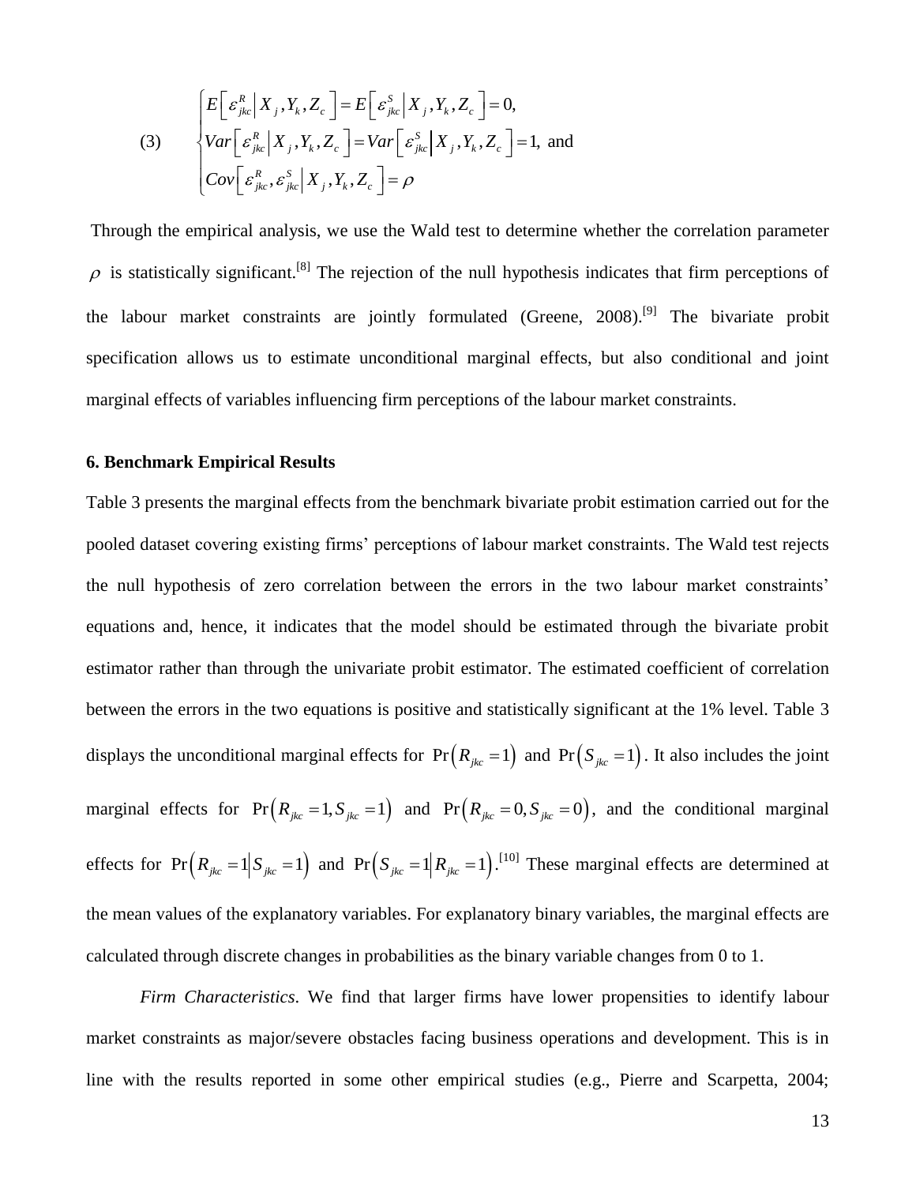$$
(3) \qquad \begin{cases} E\left[\varepsilon_{jkc}^{R} \middle| X_j, Y_k, Z_c\right] = E\left[\varepsilon_{jkc}^{S} \middle| X_j, Y_k, Z_c\right] = 0, \\ Var\left[\varepsilon_{jkc}^{R} \middle| X_j, Y_k, Z_c\right] = Var\left[\varepsilon_{jkc}^{S} \middle| X_j, Y_k, Z_c\right] = 1, \text{ and} \\ Cov\left[\varepsilon_{jkc}^{R}, \varepsilon_{jkc}^{S} \middle| X_j, Y_k, Z_c\right] = \rho \end{cases}
$$

Through the empirical analysis, we use the Wald test to determine whether the correlation parameter $\rho$ is statistically significant.[8] The rejection of the null hypothesis indicates that firm perceptions of the labour market constraints are jointly formulated (Greene, 2008).[9] The bivariate probit specification allows us to estimate unconditional marginal effects, but also conditional and joint marginal effects of variables influencing firm perceptions of the labour market constraints.

## 6. Benchmark Empirical Results

Table 3 presents the marginal effects from the benchmark bivariate probit estimation carried out for the pooled dataset covering existing firms' perceptions of labour market constraints. The Wald test rejects the null hypothesis of zero correlation between the errors in the two labour market constraints' equations and, hence, it indicates that the model should be estimated through the bivariate probit estimator rather than through the univariate probit estimator. The estimated coefficient of correlation between the errors in the two equations is positive and statistically significant at the 1% level. Table 3 displays the unconditional marginal effects for $\Pr\left(R_{jkc}=1\right)$ and $\Pr\left(S_{jkc}=1\right)$. It also includes the joint marginal effects for $\Pr\left(R_{jkc}=1, S_{jkc}=1\right)$ and $\Pr\left(R_{jkc}=0, S_{jkc}=0\right)$, and the conditional marginal effects for $\Pr\left(R_{jkc}=1 \middle| S_{jkc}=1\right)$ and $\Pr\left(S_{jkc}=1 \middle| R_{jkc}=1\right)$.[10] These marginal effects are determined at the mean values of the explanatory variables. For explanatory binary variables, the marginal effects are calculated through discrete changes in probabilities as the binary variable changes from 0 to 1.

*Firm Characteristics*. We find that larger firms have lower propensities to identify labour market constraints as major/severe obstacles facing business operations and development. This is in line with the results reported in some other empirical studies (e.g., Pierre and Scarpetta, 2004;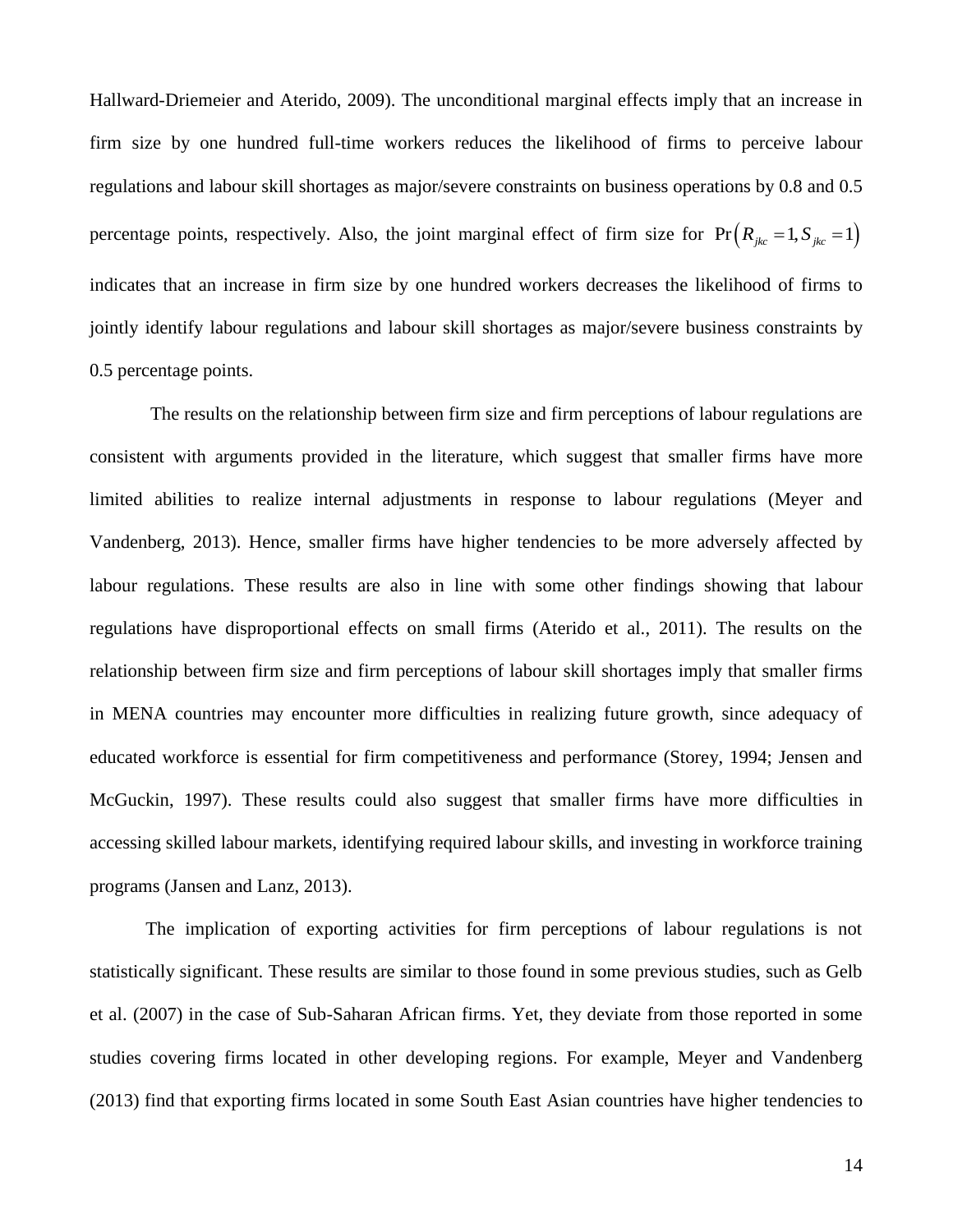Hallward-Driemeier and Aterido, 2009). The unconditional marginal effects imply that an increase in firm size by one hundred full-time workers reduces the likelihood of firms to perceive labour regulations and labour skill shortages as major/severe constraints on business operations by 0.8 and 0.5 percentage points, respectively. Also, the joint marginal effect of firm size for $\Pr\left(R_{jkc}=1, S_{jkc}=1\right)$ indicates that an increase in firm size by one hundred workers decreases the likelihood of firms to jointly identify labour regulations and labour skill shortages as major/severe business constraints by 0.5 percentage points.

The results on the relationship between firm size and firm perceptions of labour regulations are consistent with arguments provided in the literature, which suggest that smaller firms have more limited abilities to realize internal adjustments in response to labour regulations (Meyer and Vandenberg, 2013). Hence, smaller firms have higher tendencies to be more adversely affected by labour regulations. These results are also in line with some other findings showing that labour regulations have disproportional effects on small firms (Aterido et al., 2011). The results on the relationship between firm size and firm perceptions of labour skill shortages imply that smaller firms in MENA countries may encounter more difficulties in realizing future growth, since adequacy of educated workforce is essential for firm competitiveness and performance (Storey, 1994; Jensen and McGuckin, 1997). These results could also suggest that smaller firms have more difficulties in accessing skilled labour markets, identifying required labour skills, and investing in workforce training programs (Jansen and Lanz, 2013).

The implication of exporting activities for firm perceptions of labour regulations is not statistically significant. These results are similar to those found in some previous studies, such as Gelb et al. (2007) in the case of Sub-Saharan African firms. Yet, they deviate from those reported in some studies covering firms located in other developing regions. For example, Meyer and Vandenberg (2013) find that exporting firms located in some South East Asian countries have higher tendencies to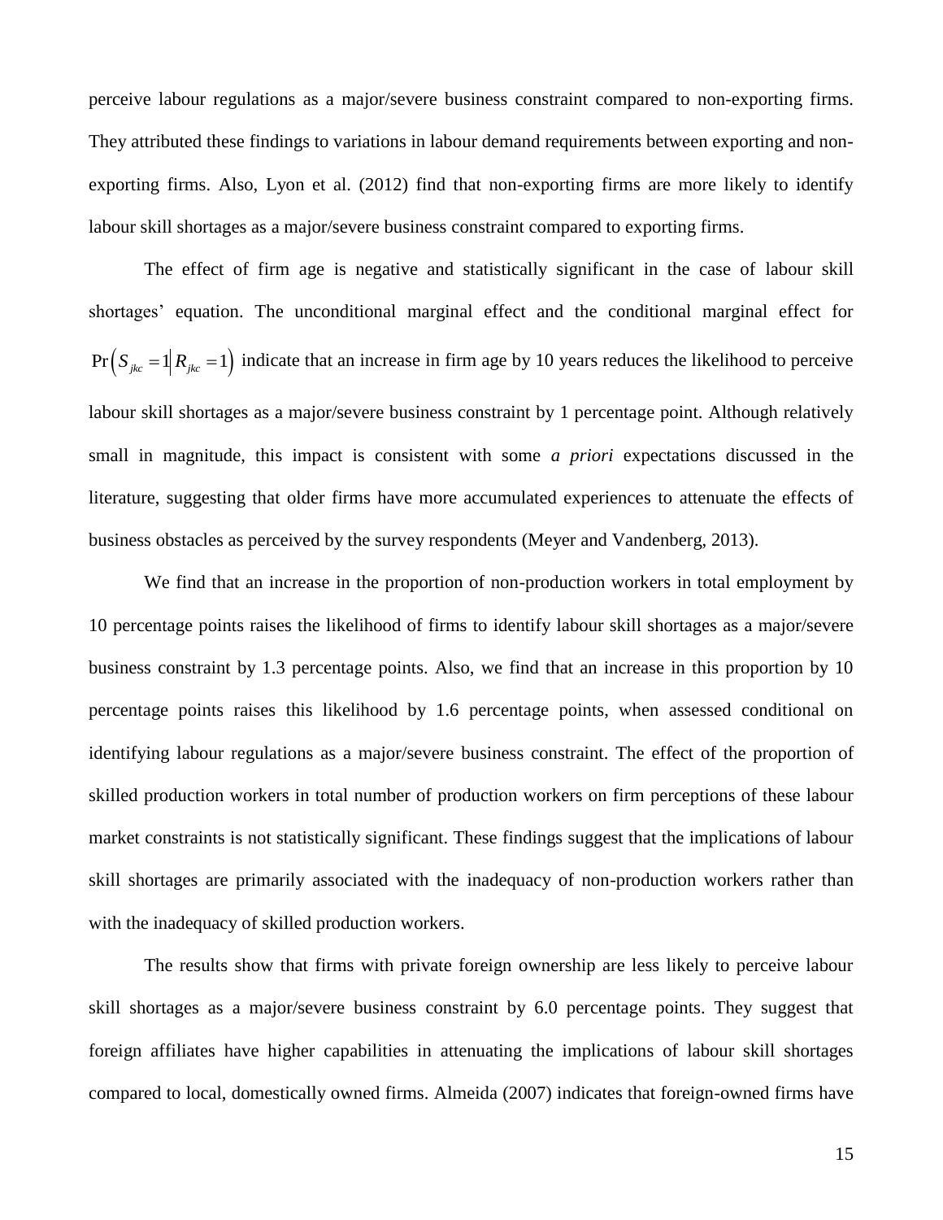perceive labour regulations as a major/severe business constraint compared to non-exporting firms. They attributed these findings to variations in labour demand requirements between exporting and non-exporting firms. Also, Lyon et al. (2012) find that non-exporting firms are more likely to identify labour skill shortages as a major/severe business constraint compared to exporting firms.

The effect of firm age is negative and statistically significant in the case of labour skill shortages' equation. The unconditional marginal effect and the conditional marginal effect for $\Pr\left(S_{jkc}=1 \middle| R_{jkc}=1\right)$ indicate that an increase in firm age by 10 years reduces the likelihood to perceive labour skill shortages as a major/severe business constraint by 1 percentage point. Although relatively small in magnitude, this impact is consistent with some *a priori* expectations discussed in the literature, suggesting that older firms have more accumulated experiences to attenuate the effects of business obstacles as perceived by the survey respondents (Meyer and Vandenberg, 2013).

We find that an increase in the proportion of non-production workers in total employment by 10 percentage points raises the likelihood of firms to identify labour skill shortages as a major/severe business constraint by 1.3 percentage points. Also, we find that an increase in this proportion by 10 percentage points raises this likelihood by 1.6 percentage points, when assessed conditional on identifying labour regulations as a major/severe business constraint. The effect of the proportion of skilled production workers in total number of production workers on firm perceptions of these labour market constraints is not statistically significant. These findings suggest that the implications of labour skill shortages are primarily associated with the inadequacy of non-production workers rather than with the inadequacy of skilled production workers.

The results show that firms with private foreign ownership are less likely to perceive labour skill shortages as a major/severe business constraint by 6.0 percentage points. They suggest that foreign affiliates have higher capabilities in attenuating the implications of labour skill shortages compared to local, domestically owned firms. Almeida (2007) indicates that foreign-owned firms have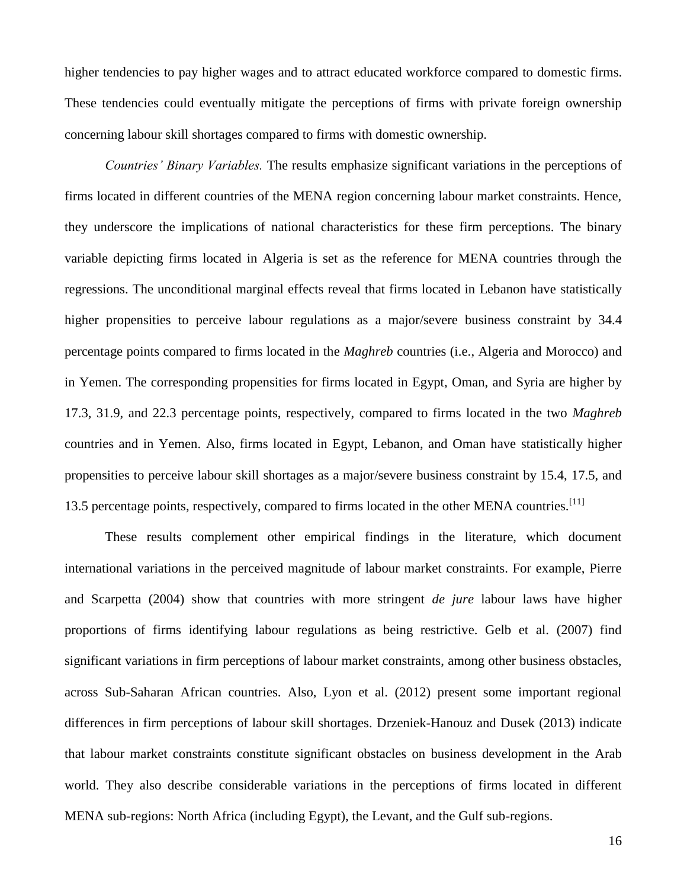higher tendencies to pay higher wages and to attract educated workforce compared to domestic firms. These tendencies could eventually mitigate the perceptions of firms with private foreign ownership concerning labour skill shortages compared to firms with domestic ownership.

*Countries' Binary Variables.* The results emphasize significant variations in the perceptions of firms located in different countries of the MENA region concerning labour market constraints. Hence, they underscore the implications of national characteristics for these firm perceptions. The binary variable depicting firms located in Algeria is set as the reference for MENA countries through the regressions. The unconditional marginal effects reveal that firms located in Lebanon have statistically higher propensities to perceive labour regulations as a major/severe business constraint by 34.4 percentage points compared to firms located in the *Maghreb* countries (i.e., Algeria and Morocco) and in Yemen. The corresponding propensities for firms located in Egypt, Oman, and Syria are higher by 17.3, 31.9, and 22.3 percentage points, respectively, compared to firms located in the two *Maghreb* countries and in Yemen. Also, firms located in Egypt, Lebanon, and Oman have statistically higher propensities to perceive labour skill shortages as a major/severe business constraint by 15.4, 17.5, and 13.5 percentage points, respectively, compared to firms located in the other MENA countries.[11]

These results complement other empirical findings in the literature, which document international variations in the perceived magnitude of labour market constraints. For example, Pierre and Scarpetta (2004) show that countries with more stringent *de jure* labour laws have higher proportions of firms identifying labour regulations as being restrictive. Gelb et al. (2007) find significant variations in firm perceptions of labour market constraints, among other business obstacles, across Sub-Saharan African countries. Also, Lyon et al. (2012) present some important regional differences in firm perceptions of labour skill shortages. Drzeniek-Hanouz and Dusek (2013) indicate that labour market constraints constitute significant obstacles on business development in the Arab world. They also describe considerable variations in the perceptions of firms located in different MENA sub-regions: North Africa (including Egypt), the Levant, and the Gulf sub-regions.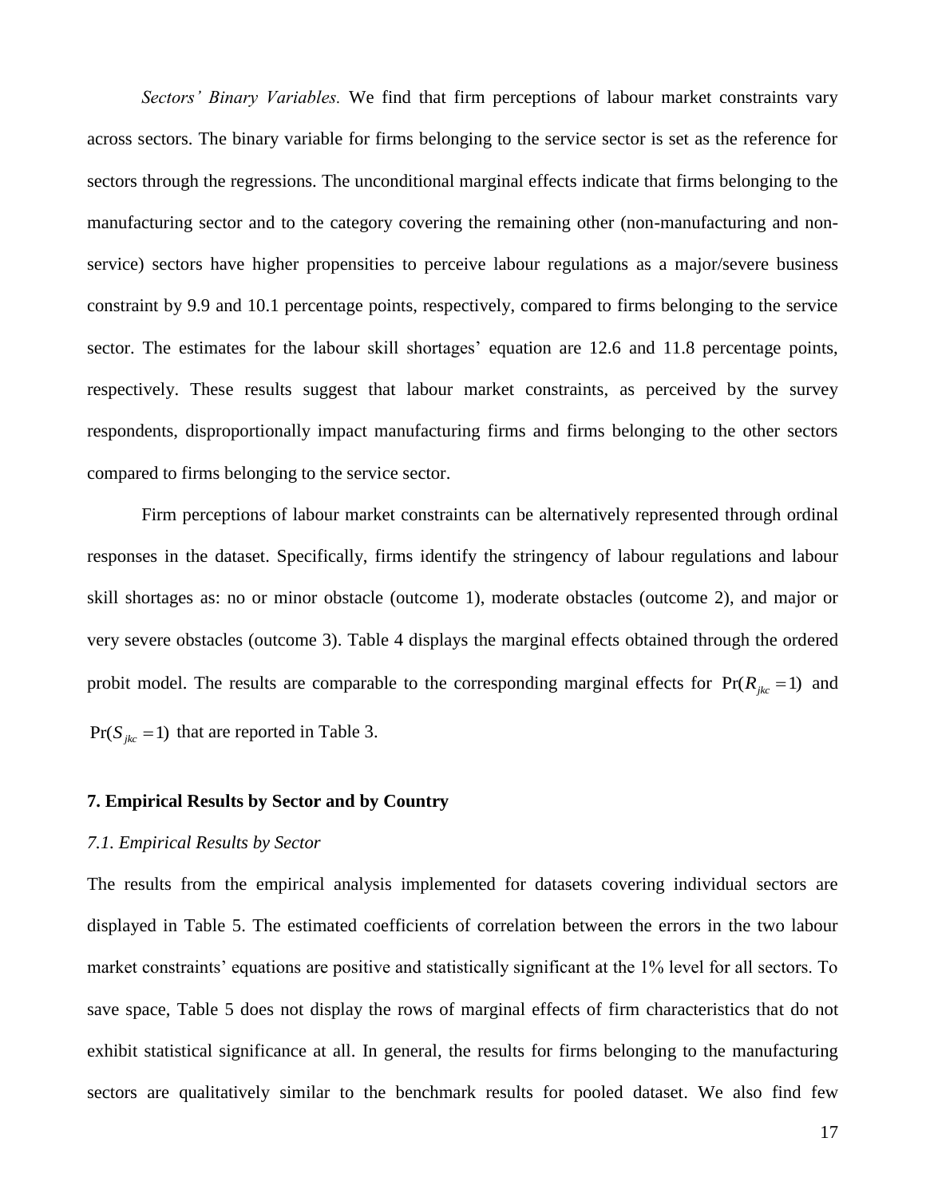*Sectors' Binary Variables.* We find that firm perceptions of labour market constraints vary across sectors. The binary variable for firms belonging to the service sector is set as the reference for sectors through the regressions. The unconditional marginal effects indicate that firms belonging to the manufacturing sector and to the category covering the remaining other (non-manufacturing and non-service) sectors have higher propensities to perceive labour regulations as a major/severe business constraint by 9.9 and 10.1 percentage points, respectively, compared to firms belonging to the service sector. The estimates for the labour skill shortages' equation are 12.6 and 11.8 percentage points, respectively. These results suggest that labour market constraints, as perceived by the survey respondents, disproportionally impact manufacturing firms and firms belonging to the other sectors compared to firms belonging to the service sector.

Firm perceptions of labour market constraints can be alternatively represented through ordinal responses in the dataset. Specifically, firms identify the stringency of labour regulations and labour skill shortages as: no or minor obstacle (outcome 1), moderate obstacles (outcome 2), and major or very severe obstacles (outcome 3). Table 4 displays the marginal effects obtained through the ordered probit model. The results are comparable to the corresponding marginal effects for $\Pr(R_{jkc}=1)$ and $\Pr(S_{jkc}=1)$ that are reported in Table 3.

## 7. Empirical Results by Sector and by Country

### *7.1. Empirical Results by Sector*

The results from the empirical analysis implemented for datasets covering individual sectors are displayed in Table 5. The estimated coefficients of correlation between the errors in the two labour market constraints' equations are positive and statistically significant at the 1% level for all sectors. To save space, Table 5 does not display the rows of marginal effects of firm characteristics that do not exhibit statistical significance at all. In general, the results for firms belonging to the manufacturing sectors are qualitatively similar to the benchmark results for pooled dataset. We also find few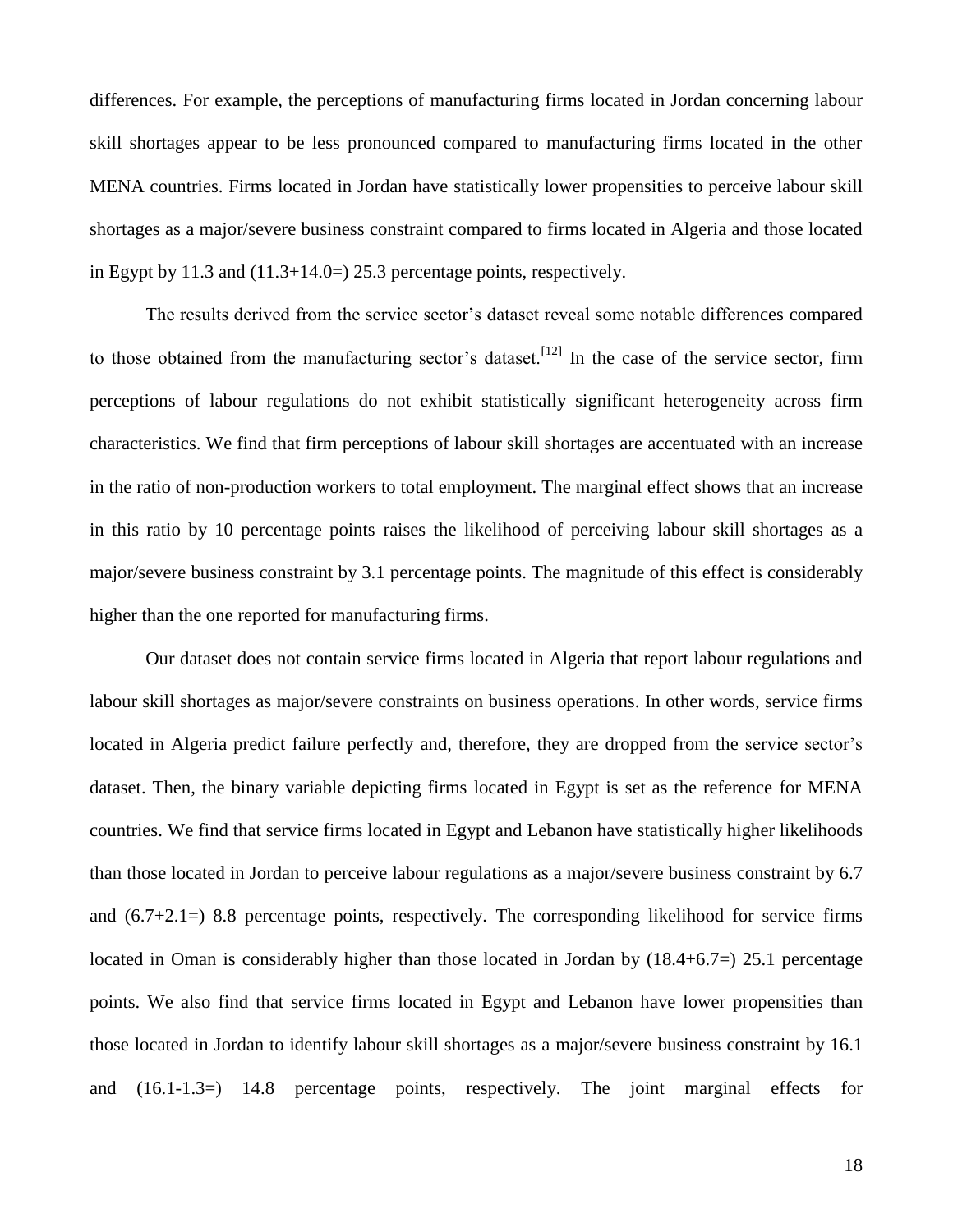differences. For example, the perceptions of manufacturing firms located in Jordan concerning labour skill shortages appear to be less pronounced compared to manufacturing firms located in the other MENA countries. Firms located in Jordan have statistically lower propensities to perceive labour skill shortages as a major/severe business constraint compared to firms located in Algeria and those located in Egypt by 11.3 and (11.3+14.0=) 25.3 percentage points, respectively.

The results derived from the service sector's dataset reveal some notable differences compared to those obtained from the manufacturing sector's dataset.[12] In the case of the service sector, firm perceptions of labour regulations do not exhibit statistically significant heterogeneity across firm characteristics. We find that firm perceptions of labour skill shortages are accentuated with an increase in the ratio of non-production workers to total employment. The marginal effect shows that an increase in this ratio by 10 percentage points raises the likelihood of perceiving labour skill shortages as a major/severe business constraint by 3.1 percentage points. The magnitude of this effect is considerably higher than the one reported for manufacturing firms.

Our dataset does not contain service firms located in Algeria that report labour regulations and labour skill shortages as major/severe constraints on business operations. In other words, service firms located in Algeria predict failure perfectly and, therefore, they are dropped from the service sector's dataset. Then, the binary variable depicting firms located in Egypt is set as the reference for MENA countries. We find that service firms located in Egypt and Lebanon have statistically higher likelihoods than those located in Jordan to perceive labour regulations as a major/severe business constraint by 6.7 and (6.7+2.1=) 8.8 percentage points, respectively. The corresponding likelihood for service firms located in Oman is considerably higher than those located in Jordan by (18.4+6.7=) 25.1 percentage points. We also find that service firms located in Egypt and Lebanon have lower propensities than those located in Jordan to identify labour skill shortages as a major/severe business constraint by 16.1 and (16.1-1.3=) 14.8 percentage points, respectively. The joint marginal effects for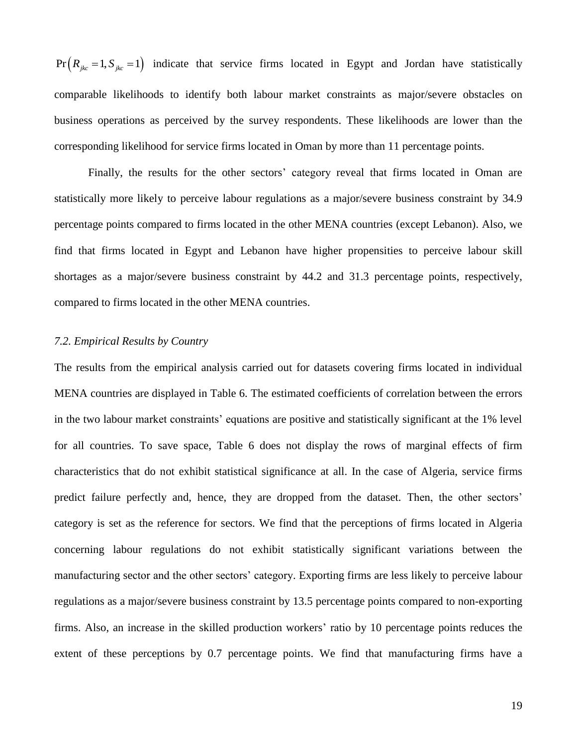$\Pr\left(R_{jkc}=1, S_{jkc}=1\right)$ indicate that service firms located in Egypt and Jordan have statistically comparable likelihoods to identify both labour market constraints as major/severe obstacles on business operations as perceived by the survey respondents. These likelihoods are lower than the corresponding likelihood for service firms located in Oman by more than 11 percentage points.

Finally, the results for the other sectors' category reveal that firms located in Oman are statistically more likely to perceive labour regulations as a major/severe business constraint by 34.9 percentage points compared to firms located in the other MENA countries (except Lebanon). Also, we find that firms located in Egypt and Lebanon have higher propensities to perceive labour skill shortages as a major/severe business constraint by 44.2 and 31.3 percentage points, respectively, compared to firms located in the other MENA countries.

### *7.2. Empirical Results by Country*

The results from the empirical analysis carried out for datasets covering firms located in individual MENA countries are displayed in Table 6. The estimated coefficients of correlation between the errors in the two labour market constraints' equations are positive and statistically significant at the 1% level for all countries. To save space, Table 6 does not display the rows of marginal effects of firm characteristics that do not exhibit statistical significance at all. In the case of Algeria, service firms predict failure perfectly and, hence, they are dropped from the dataset. Then, the other sectors' category is set as the reference for sectors. We find that the perceptions of firms located in Algeria concerning labour regulations do not exhibit statistically significant variations between the manufacturing sector and the other sectors' category. Exporting firms are less likely to perceive labour regulations as a major/severe business constraint by 13.5 percentage points compared to non-exporting firms. Also, an increase in the skilled production workers' ratio by 10 percentage points reduces the extent of these perceptions by 0.7 percentage points. We find that manufacturing firms have a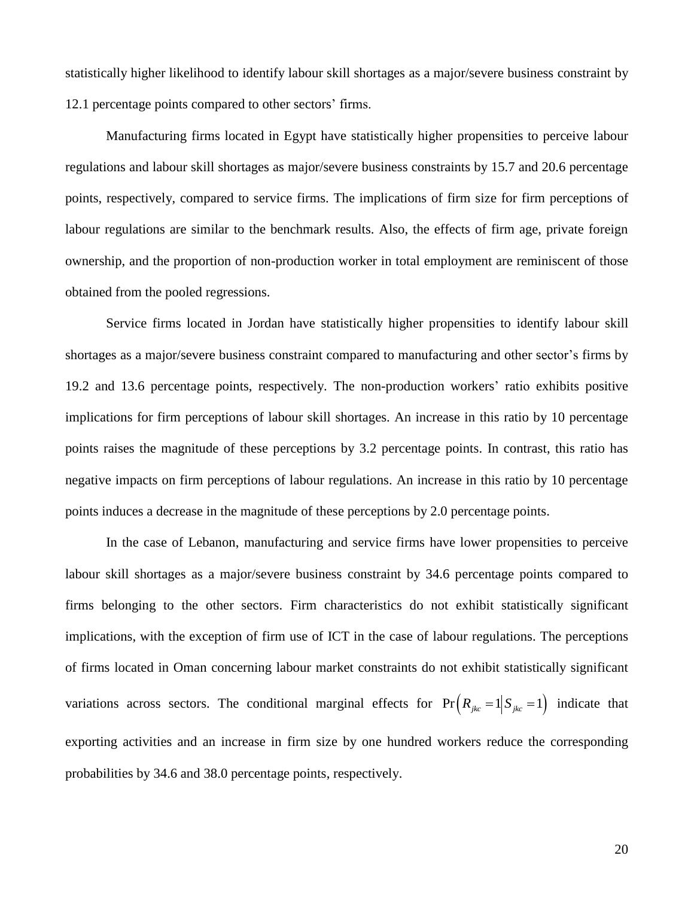statistically higher likelihood to identify labour skill shortages as a major/severe business constraint by 12.1 percentage points compared to other sectors' firms.

Manufacturing firms located in Egypt have statistically higher propensities to perceive labour regulations and labour skill shortages as major/severe business constraints by 15.7 and 20.6 percentage points, respectively, compared to service firms. The implications of firm size for firm perceptions of labour regulations are similar to the benchmark results. Also, the effects of firm age, private foreign ownership, and the proportion of non-production worker in total employment are reminiscent of those obtained from the pooled regressions.

Service firms located in Jordan have statistically higher propensities to identify labour skill shortages as a major/severe business constraint compared to manufacturing and other sector's firms by 19.2 and 13.6 percentage points, respectively. The non-production workers' ratio exhibits positive implications for firm perceptions of labour skill shortages. An increase in this ratio by 10 percentage points raises the magnitude of these perceptions by 3.2 percentage points. In contrast, this ratio has negative impacts on firm perceptions of labour regulations. An increase in this ratio by 10 percentage points induces a decrease in the magnitude of these perceptions by 2.0 percentage points.

In the case of Lebanon, manufacturing and service firms have lower propensities to perceive labour skill shortages as a major/severe business constraint by 34.6 percentage points compared to firms belonging to the other sectors. Firm characteristics do not exhibit statistically significant implications, with the exception of firm use of ICT in the case of labour regulations. The perceptions of firms located in Oman concerning labour market constraints do not exhibit statistically significant variations across sectors. The conditional marginal effects for $\Pr\left(R_{jkc}=1 \middle| S_{jkc}=1\right)$ indicate that exporting activities and an increase in firm size by one hundred workers reduce the corresponding probabilities by 34.6 and 38.0 percentage points, respectively.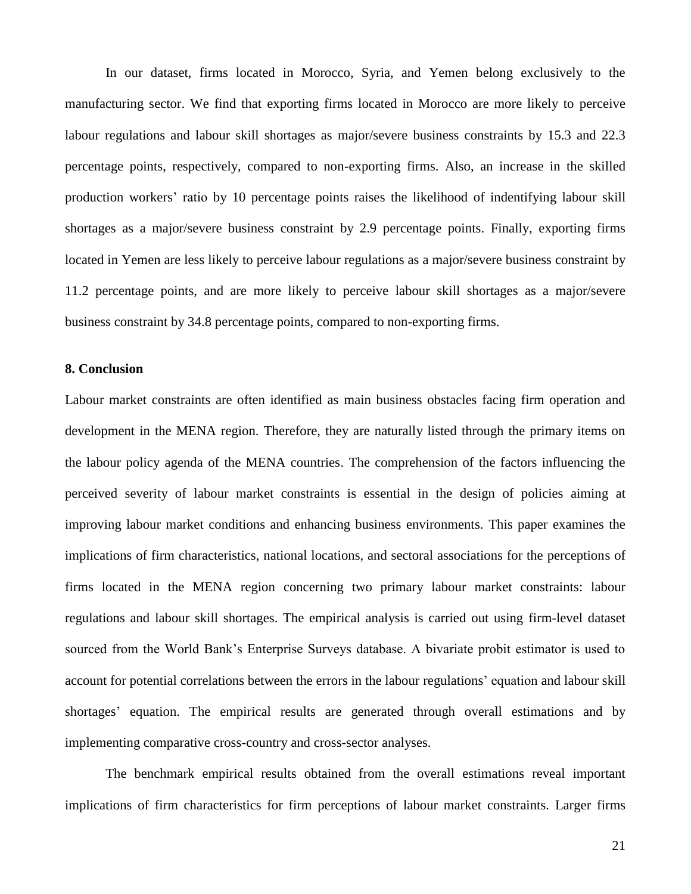In our dataset, firms located in Morocco, Syria, and Yemen belong exclusively to the manufacturing sector. We find that exporting firms located in Morocco are more likely to perceive labour regulations and labour skill shortages as major/severe business constraints by 15.3 and 22.3 percentage points, respectively, compared to non-exporting firms. Also, an increase in the skilled production workers' ratio by 10 percentage points raises the likelihood of indentifying labour skill shortages as a major/severe business constraint by 2.9 percentage points. Finally, exporting firms located in Yemen are less likely to perceive labour regulations as a major/severe business constraint by 11.2 percentage points, and are more likely to perceive labour skill shortages as a major/severe business constraint by 34.8 percentage points, compared to non-exporting firms.

## 8. Conclusion

Labour market constraints are often identified as main business obstacles facing firm operation and development in the MENA region. Therefore, they are naturally listed through the primary items on the labour policy agenda of the MENA countries. The comprehension of the factors influencing the perceived severity of labour market constraints is essential in the design of policies aiming at improving labour market conditions and enhancing business environments. This paper examines the implications of firm characteristics, national locations, and sectoral associations for the perceptions of firms located in the MENA region concerning two primary labour market constraints: labour regulations and labour skill shortages. The empirical analysis is carried out using firm-level dataset sourced from the World Bank's Enterprise Surveys database. A bivariate probit estimator is used to account for potential correlations between the errors in the labour regulations' equation and labour skill shortages' equation. The empirical results are generated through overall estimations and by implementing comparative cross-country and cross-sector analyses.

The benchmark empirical results obtained from the overall estimations reveal important implications of firm characteristics for firm perceptions of labour market constraints. Larger firms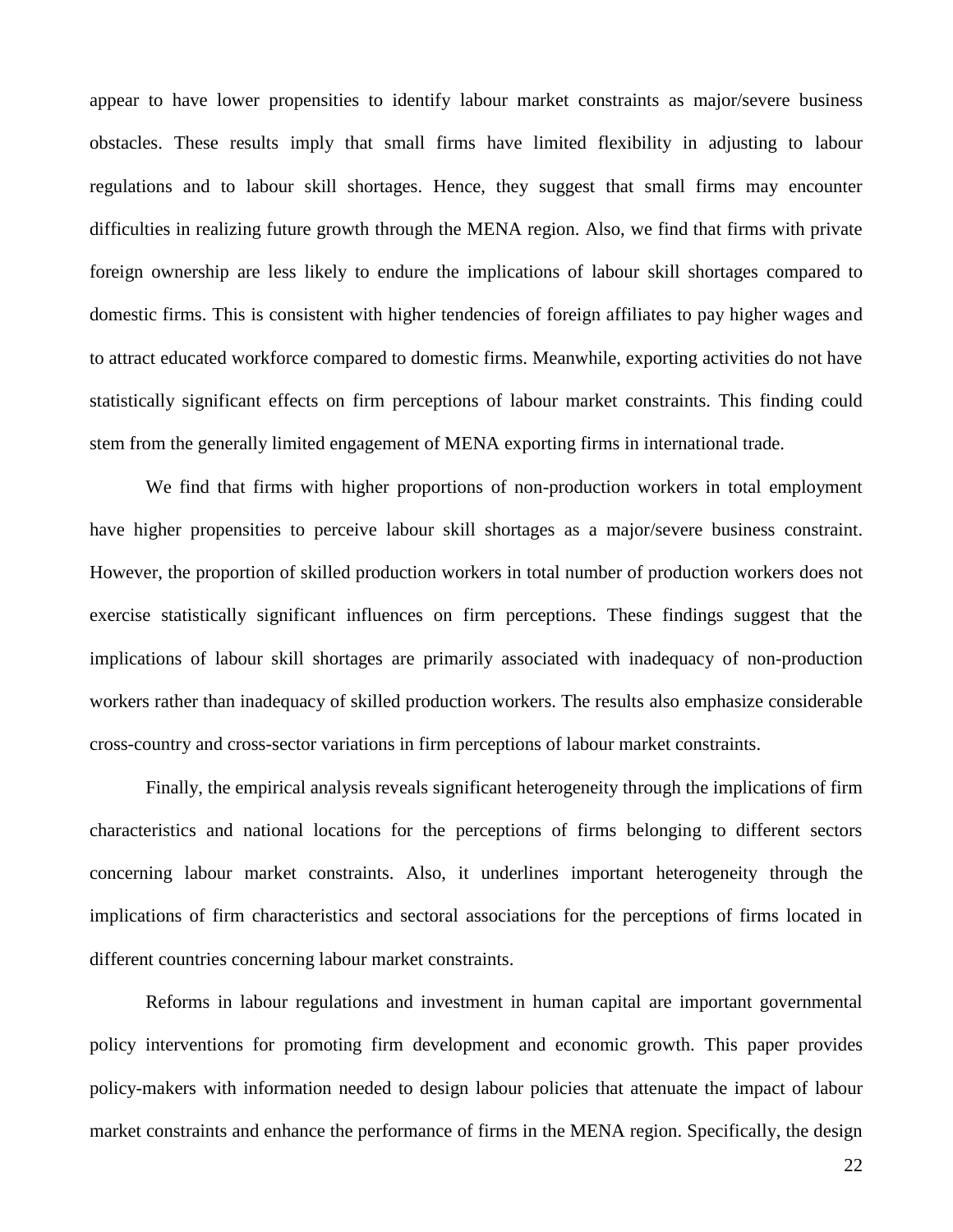appear to have lower propensities to identify labour market constraints as major/severe business obstacles. These results imply that small firms have limited flexibility in adjusting to labour regulations and to labour skill shortages. Hence, they suggest that small firms may encounter difficulties in realizing future growth through the MENA region. Also, we find that firms with private foreign ownership are less likely to endure the implications of labour skill shortages compared to domestic firms. This is consistent with higher tendencies of foreign affiliates to pay higher wages and to attract educated workforce compared to domestic firms. Meanwhile, exporting activities do not have statistically significant effects on firm perceptions of labour market constraints. This finding could stem from the generally limited engagement of MENA exporting firms in international trade.

We find that firms with higher proportions of non-production workers in total employment have higher propensities to perceive labour skill shortages as a major/severe business constraint. However, the proportion of skilled production workers in total number of production workers does not exercise statistically significant influences on firm perceptions. These findings suggest that the implications of labour skill shortages are primarily associated with inadequacy of non-production workers rather than inadequacy of skilled production workers. The results also emphasize considerable cross-country and cross-sector variations in firm perceptions of labour market constraints.

Finally, the empirical analysis reveals significant heterogeneity through the implications of firm characteristics and national locations for the perceptions of firms belonging to different sectors concerning labour market constraints. Also, it underlines important heterogeneity through the implications of firm characteristics and sectoral associations for the perceptions of firms located in different countries concerning labour market constraints.

Reforms in labour regulations and investment in human capital are important governmental policy interventions for promoting firm development and economic growth. This paper provides policy-makers with information needed to design labour policies that attenuate the impact of labour market constraints and enhance the performance of firms in the MENA region. Specifically, the design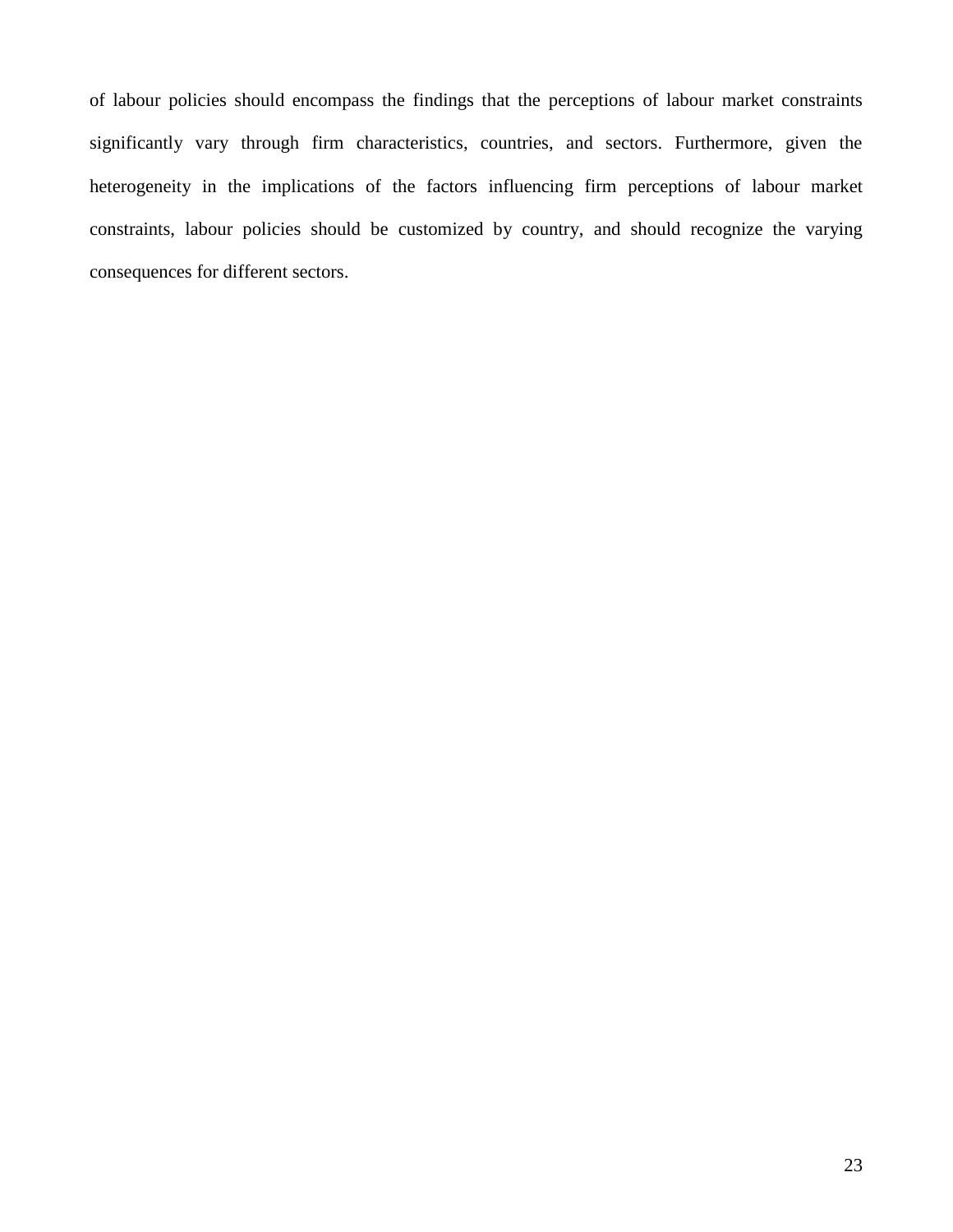of labour policies should encompass the findings that the perceptions of labour market constraints significantly vary through firm characteristics, countries, and sectors. Furthermore, given the heterogeneity in the implications of the factors influencing firm perceptions of labour market constraints, labour policies should be customized by country, and should recognize the varying consequences for different sectors.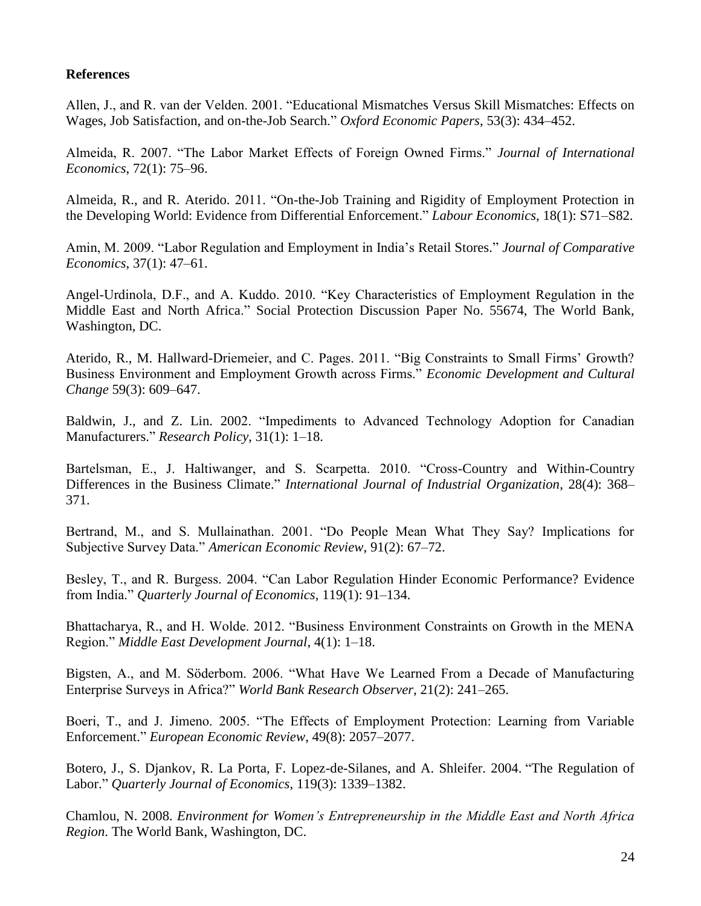## References

Allen, J., and R. van der Velden. 2001. "Educational Mismatches Versus Skill Mismatches: Effects on Wages, Job Satisfaction, and on-the-Job Search." *Oxford Economic Papers*, 53(3): 434–452.

Almeida, R. 2007. "The Labor Market Effects of Foreign Owned Firms." *Journal of International Economics*, 72(1): 75–96.

Almeida, R., and R. Aterido. 2011. "On-the-Job Training and Rigidity of Employment Protection in the Developing World: Evidence from Differential Enforcement." *Labour Economics*, 18(1): S71–S82.

Amin, M. 2009. "Labor Regulation and Employment in India's Retail Stores." *Journal of Comparative Economics*, 37(1): 47–61.

Angel-Urdinola, D.F., and A. Kuddo. 2010. "Key Characteristics of Employment Regulation in the Middle East and North Africa." Social Protection Discussion Paper No. 55674, The World Bank, Washington, DC.

Aterido, R., M. Hallward-Driemeier, and C. Pages. 2011. "Big Constraints to Small Firms' Growth? Business Environment and Employment Growth across Firms." *Economic Development and Cultural Change* 59(3): 609–647.

Baldwin, J., and Z. Lin. 2002. "Impediments to Advanced Technology Adoption for Canadian Manufacturers." *Research Policy*, 31(1): 1–18.

Bartelsman, E., J. Haltiwanger, and S. Scarpetta. 2010. "Cross-Country and Within-Country Differences in the Business Climate." *International Journal of Industrial Organization*, 28(4): 368–371.

Bertrand, M., and S. Mullainathan. 2001. "Do People Mean What They Say? Implications for Subjective Survey Data." *American Economic Review*, 91(2): 67–72.

Besley, T., and R. Burgess. 2004. "Can Labor Regulation Hinder Economic Performance? Evidence from India." *Quarterly Journal of Economics*, 119(1): 91–134.

Bhattacharya, R., and H. Wolde. 2012. "Business Environment Constraints on Growth in the MENA Region." *Middle East Development Journal*, 4(1): 1–18.

Bigsten, A., and M. Söderbom. 2006. "What Have We Learned From a Decade of Manufacturing Enterprise Surveys in Africa?" *World Bank Research Observer*, 21(2): 241–265.

Boeri, T., and J. Jimeno. 2005. "The Effects of Employment Protection: Learning from Variable Enforcement." *European Economic Review*, 49(8): 2057–2077.

Botero, J., S. Djankov, R. La Porta, F. Lopez-de-Silanes, and A. Shleifer. 2004. "The Regulation of Labor." *Quarterly Journal of Economics*, 119(3): 1339–1382.

Chamlou, N. 2008. *Environment for Women's Entrepreneurship in the Middle East and North Africa Region*. The World Bank, Washington, DC.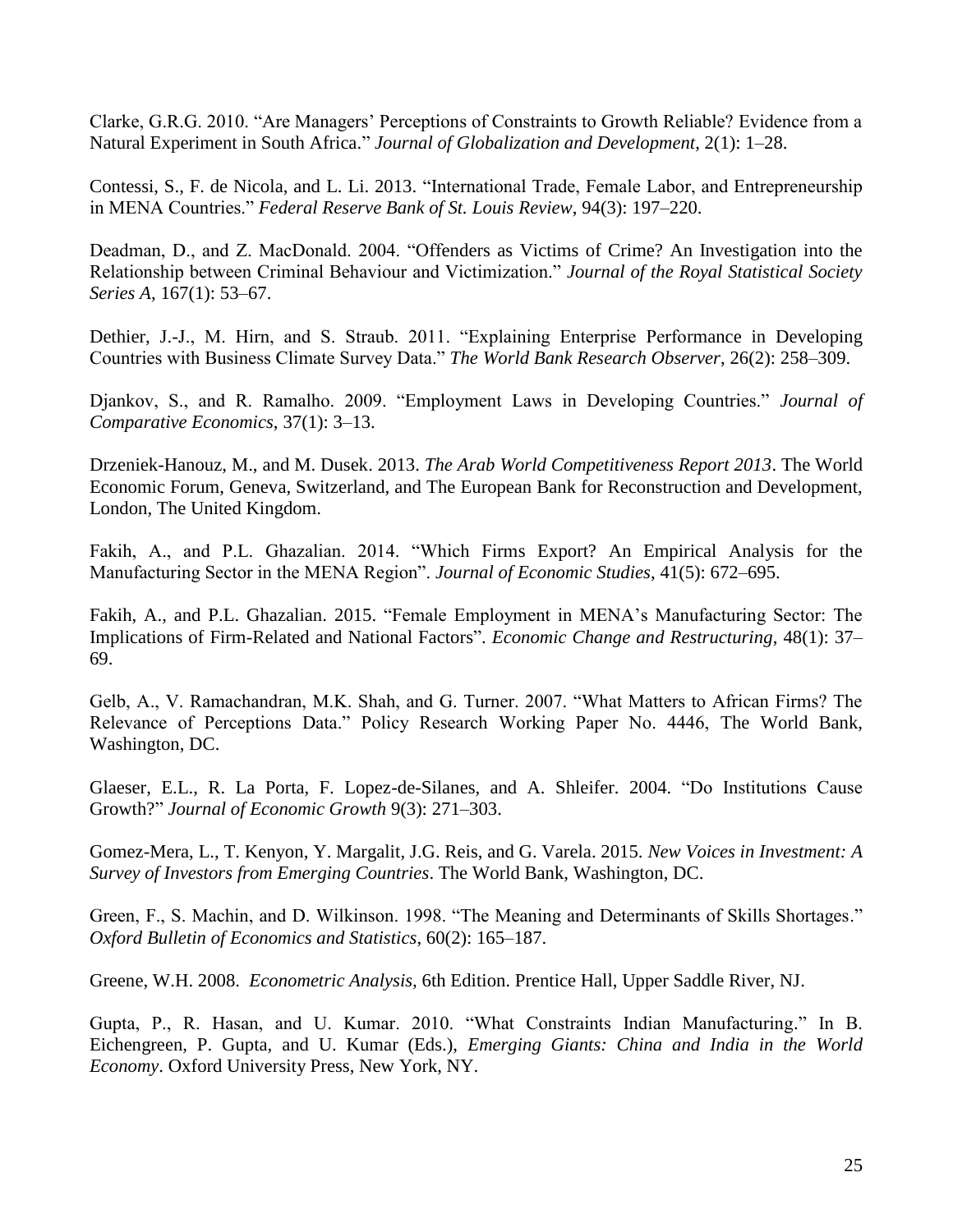Clarke, G.R.G. 2010. "Are Managers' Perceptions of Constraints to Growth Reliable? Evidence from a Natural Experiment in South Africa." *Journal of Globalization and Development*, 2(1): 1–28.

Contessi, S., F. de Nicola, and L. Li. 2013. "International Trade, Female Labor, and Entrepreneurship in MENA Countries." *Federal Reserve Bank of St. Louis Review*, 94(3): 197–220.

Deadman, D., and Z. MacDonald. 2004. "Offenders as Victims of Crime? An Investigation into the Relationship between Criminal Behaviour and Victimization." *Journal of the Royal Statistical Society Series A*, 167(1): 53–67.

Dethier, J.-J., M. Hirn, and S. Straub. 2011. "Explaining Enterprise Performance in Developing Countries with Business Climate Survey Data." *The World Bank Research Observer*, 26(2): 258–309.

Djankov, S., and R. Ramalho. 2009. "Employment Laws in Developing Countries." *Journal of Comparative Economics*, 37(1): 3–13.

Drzeniek-Hanouz, M., and M. Dusek. 2013. *The Arab World Competitiveness Report 2013*. The World Economic Forum, Geneva, Switzerland, and The European Bank for Reconstruction and Development, London, The United Kingdom.

Fakih, A., and P.L. Ghazalian. 2014. "Which Firms Export? An Empirical Analysis for the Manufacturing Sector in the MENA Region". *Journal of Economic Studies*, 41(5): 672–695.

Fakih, A., and P.L. Ghazalian. 2015. "Female Employment in MENA's Manufacturing Sector: The Implications of Firm-Related and National Factors". *Economic Change and Restructuring*, 48(1): 37–69.

Gelb, A., V. Ramachandran, M.K. Shah, and G. Turner. 2007. "What Matters to African Firms? The Relevance of Perceptions Data." Policy Research Working Paper No. 4446, The World Bank, Washington, DC.

Glaeser, E.L., R. La Porta, F. Lopez-de-Silanes, and A. Shleifer. 2004. "Do Institutions Cause Growth?" *Journal of Economic Growth* 9(3): 271–303.

Gomez-Mera, L., T. Kenyon, Y. Margalit, J.G. Reis, and G. Varela. 2015. *New Voices in Investment: A Survey of Investors from Emerging Countries*. The World Bank, Washington, DC.

Green, F., S. Machin, and D. Wilkinson. 1998. "The Meaning and Determinants of Skills Shortages." *Oxford Bulletin of Economics and Statistics*, 60(2): 165–187.

Greene, W.H. 2008. *Econometric Analysis,* 6th Edition. Prentice Hall, Upper Saddle River, NJ.

Gupta, P., R. Hasan, and U. Kumar. 2010. "What Constraints Indian Manufacturing." In B. Eichengreen, P. Gupta, and U. Kumar (Eds.), *Emerging Giants: China and India in the World Economy*. Oxford University Press, New York, NY.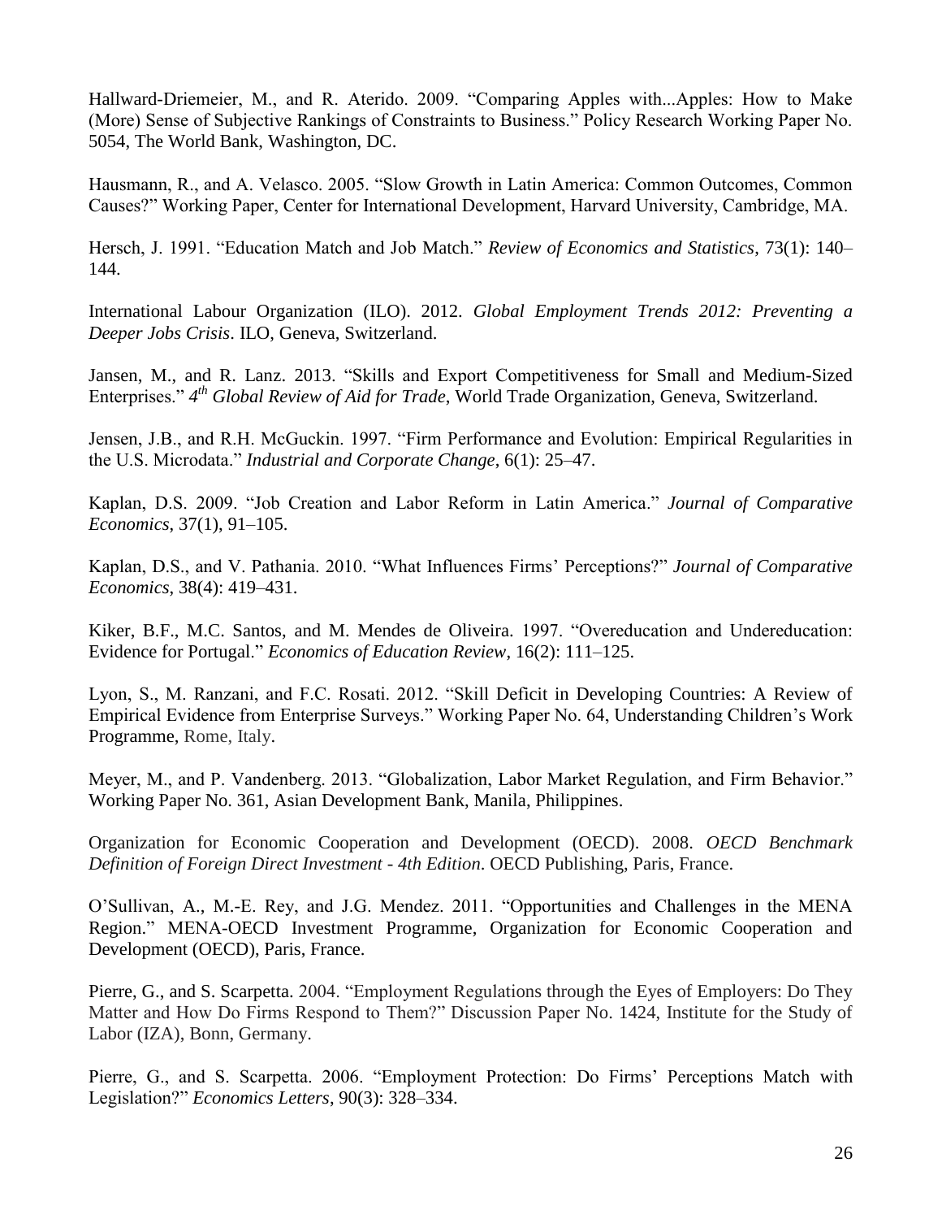Hallward-Driemeier, M., and R. Aterido. 2009. "Comparing Apples with...Apples: How to Make (More) Sense of Subjective Rankings of Constraints to Business." Policy Research Working Paper No. 5054, The World Bank, Washington, DC.

Hausmann, R., and A. Velasco. 2005. "Slow Growth in Latin America: Common Outcomes, Common Causes?" Working Paper, Center for International Development, Harvard University, Cambridge, MA.

Hersch, J. 1991. "Education Match and Job Match." *Review of Economics and Statistics*, 73(1): 140–144.

International Labour Organization (ILO). 2012. *Global Employment Trends 2012: Preventing a Deeper Jobs Crisis*. ILO, Geneva, Switzerland.

Jansen, M., and R. Lanz. 2013. "Skills and Export Competitiveness for Small and Medium-Sized Enterprises." *4th Global Review of Aid for Trade*, World Trade Organization, Geneva, Switzerland.

Jensen, J.B., and R.H. McGuckin. 1997. "Firm Performance and Evolution: Empirical Regularities in the U.S. Microdata." *Industrial and Corporate Change*, 6(1): 25–47.

Kaplan, D.S. 2009. "Job Creation and Labor Reform in Latin America." *Journal of Comparative Economics*, 37(1), 91–105.

Kaplan, D.S., and V. Pathania. 2010. "What Influences Firms' Perceptions?" *Journal of Comparative Economics*, 38(4): 419–431.

Kiker, B.F., M.C. Santos, and M. Mendes de Oliveira. 1997. "Overeducation and Undereducation: Evidence for Portugal." *Economics of Education Review*, 16(2): 111–125.

Lyon, S., M. Ranzani, and F.C. Rosati. 2012. "Skill Deficit in Developing Countries: A Review of Empirical Evidence from Enterprise Surveys." Working Paper No. 64, Understanding Children's Work Programme, Rome, Italy.

Meyer, M., and P. Vandenberg. 2013. "Globalization, Labor Market Regulation, and Firm Behavior." Working Paper No. 361, Asian Development Bank, Manila, Philippines.

Organization for Economic Cooperation and Development (OECD). 2008. *OECD Benchmark Definition of Foreign Direct Investment - 4th Edition*. OECD Publishing, Paris, France.

O'Sullivan, A., M.-E. Rey, and J.G. Mendez. 2011. "Opportunities and Challenges in the MENA Region." MENA-OECD Investment Programme, Organization for Economic Cooperation and Development (OECD), Paris, France.

Pierre, G., and S. Scarpetta. 2004. "Employment Regulations through the Eyes of Employers: Do They Matter and How Do Firms Respond to Them?" Discussion Paper No. 1424, Institute for the Study of Labor (IZA), Bonn, Germany.

Pierre, G., and S. Scarpetta. 2006. "Employment Protection: Do Firms' Perceptions Match with Legislation?" *Economics Letters*, 90(3): 328–334.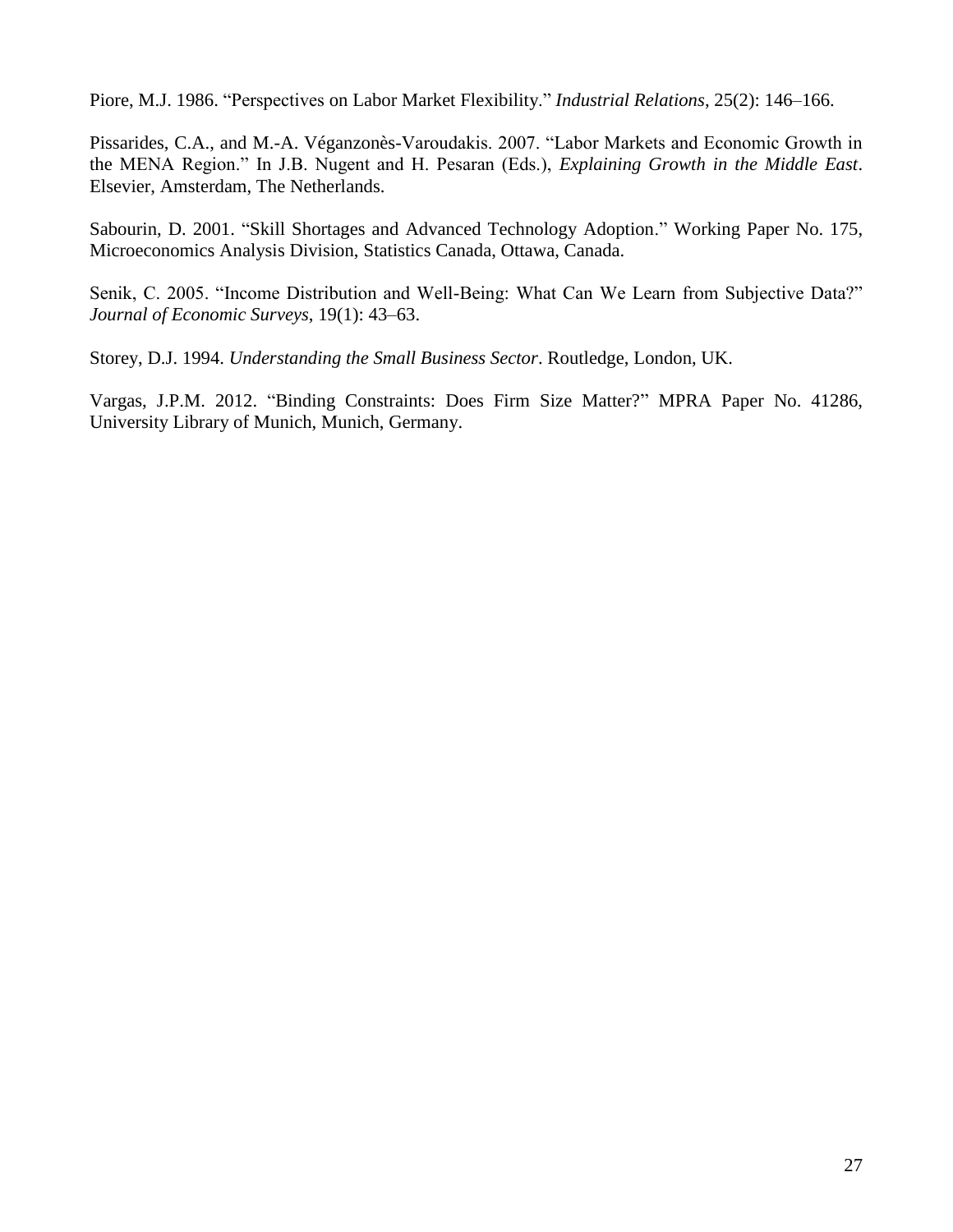Piore, M.J. 1986. "Perspectives on Labor Market Flexibility." *Industrial Relations*, 25(2): 146–166.

Pissarides, C.A., and M.-A. Véganzonès-Varoudakis. 2007. "Labor Markets and Economic Growth in the MENA Region." In J.B. Nugent and H. Pesaran (Eds.), *Explaining Growth in the Middle East*. Elsevier, Amsterdam, The Netherlands.

Sabourin, D. 2001. "Skill Shortages and Advanced Technology Adoption." Working Paper No. 175, Microeconomics Analysis Division, Statistics Canada, Ottawa, Canada.

Senik, C. 2005. "Income Distribution and Well-Being: What Can We Learn from Subjective Data?" *Journal of Economic Surveys*, 19(1): 43–63.

Storey, D.J. 1994. *Understanding the Small Business Sector*. Routledge, London, UK.

Vargas, J.P.M. 2012. "Binding Constraints: Does Firm Size Matter?" MPRA Paper No. 41286, University Library of Munich, Munich, Germany.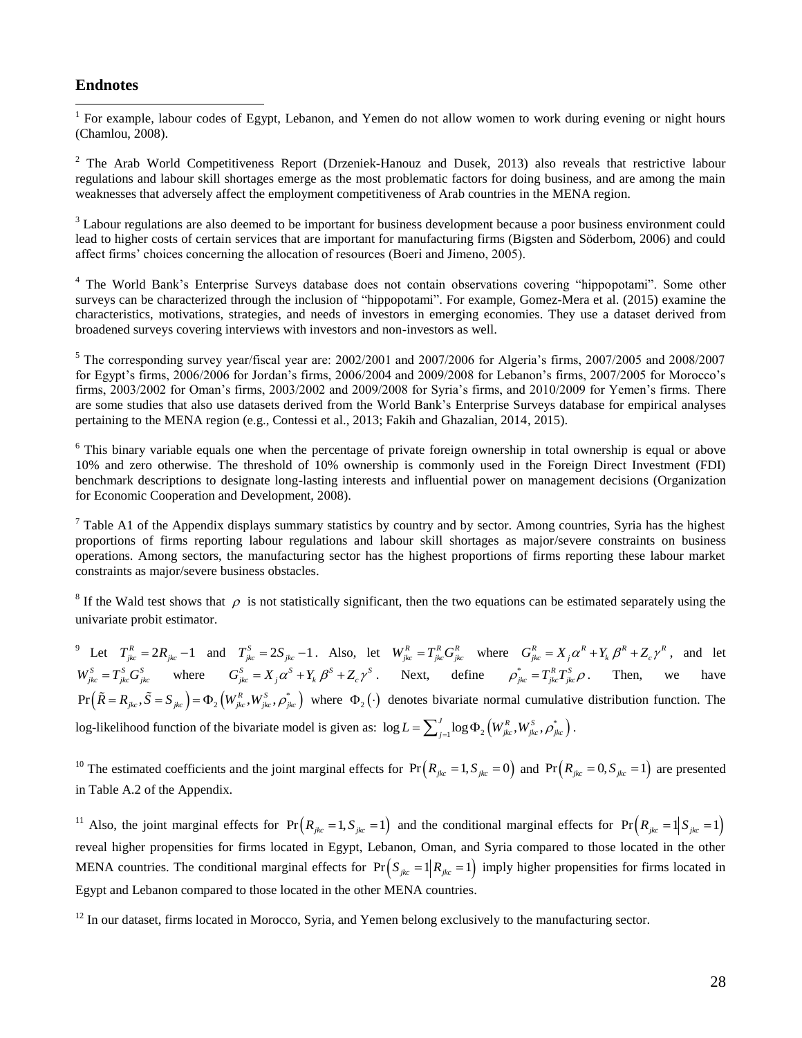## Endnotes

[1] For example, labour codes of Egypt, Lebanon, and Yemen do not allow women to work during evening or night hours (Chamlou, 2008).

[2] The Arab World Competitiveness Report (Drzeniek-Hanouz and Dusek, 2013) also reveals that restrictive labour regulations and labour skill shortages emerge as the most problematic factors for doing business, and are among the main weaknesses that adversely affect the employment competitiveness of Arab countries in the MENA region.

[3] Labour regulations are also deemed to be important for business development because a poor business environment could lead to higher costs of certain services that are important for manufacturing firms (Bigsten and Söderbom, 2006) and could affect firms' choices concerning the allocation of resources (Boeri and Jimeno, 2005).

[4] The World Bank's Enterprise Surveys database does not contain observations covering "hippopotami". Some other surveys can be characterized through the inclusion of "hippopotami". For example, Gomez-Mera et al. (2015) examine the characteristics, motivations, strategies, and needs of investors in emerging economies. They use a dataset derived from broadened surveys covering interviews with investors and non-investors as well.

[5] The corresponding survey year/fiscal year are: 2002/2001 and 2007/2006 for Algeria's firms, 2007/2005 and 2008/2007 for Egypt's firms, 2006/2006 for Jordan's firms, 2006/2004 and 2009/2008 for Lebanon's firms, 2007/2005 for Morocco's firms, 2003/2002 for Oman's firms, 2003/2002 and 2009/2008 for Syria's firms, and 2010/2009 for Yemen's firms. There are some studies that also use datasets derived from the World Bank's Enterprise Surveys database for empirical analyses pertaining to the MENA region (e.g., Contessi et al., 2013; Fakih and Ghazalian, 2014, 2015).

[6] This binary variable equals one when the percentage of private foreign ownership in total ownership is equal or above 10% and zero otherwise. The threshold of 10% ownership is commonly used in the Foreign Direct Investment (FDI) benchmark descriptions to designate long-lasting interests and influential power on management decisions (Organization for Economic Cooperation and Development, 2008).

[7] Table A1 of the Appendix displays summary statistics by country and by sector. Among countries, Syria has the highest proportions of firms reporting labour regulations and labour skill shortages as major/severe constraints on business operations. Among sectors, the manufacturing sector has the highest proportions of firms reporting these labour market constraints as major/severe business obstacles.

[8] If the Wald test shows that $\rho$ is not statistically significant, then the two equations can be estimated separately using the univariate probit estimator.

[9] Let $T^R_{jkc} = 2R_{jkc} - 1$ and $T^S_{jkc} = 2S_{jkc} - 1$. Also, let $W^R_{jkc} = T^R_{jkc} G^R_{jkc}$ where $G^R_{jkc} = X_j \alpha^R + Y_k \beta^R + Z_c \gamma^R$, and let $W^S_{jkc} = T^S_{jkc} G^S_{jkc}$ where $G^S_{jkc} = X_j \alpha^S + Y_k \beta^S + Z_c \gamma^S$. Next, define $\rho^*_{jkc} = T^R_{jkc} T^S_{jkc} \rho$. Then, we have $\Pr\left(\tilde{R} = R_{jkc}, \tilde{S} = S_{jkc}\right) = \Phi_2\left(W^R_{jkc}, W^S_{jkc}, \rho^*_{jkc}\right)$ where $\Phi_2(\cdot)$ denotes bivariate normal cumulative distribution function. The log-likelihood function of the bivariate model is given as: $\log L = \sum_{j=1}^{J} \log \Phi_2\left(W^R_{jkc}, W^S_{jkc}, \rho^*_{jkc}\right)$.

[10] The estimated coefficients and the joint marginal effects for $\Pr\left(R_{jkc} = 1, S_{jkc} = 0\right)$ and $\Pr\left(R_{jkc} = 0, S_{jkc} = 1\right)$ are presented in Table A.2 of the Appendix.

[11] Also, the joint marginal effects for $\Pr\left(R_{jkc} = 1, S_{jkc} = 1\right)$ and the conditional marginal effects for $\Pr\left(R_{jkc} = 1 \middle| S_{jkc} = 1\right)$ reveal higher propensities for firms located in Egypt, Lebanon, Oman, and Syria compared to those located in the other MENA countries. The conditional marginal effects for $\Pr\left(S_{jkc} = 1 \middle| R_{jkc} = 1\right)$ imply higher propensities for firms located in Egypt and Lebanon compared to those located in the other MENA countries.

[12] In our dataset, firms located in Morocco, Syria, and Yemen belong exclusively to the manufacturing sector.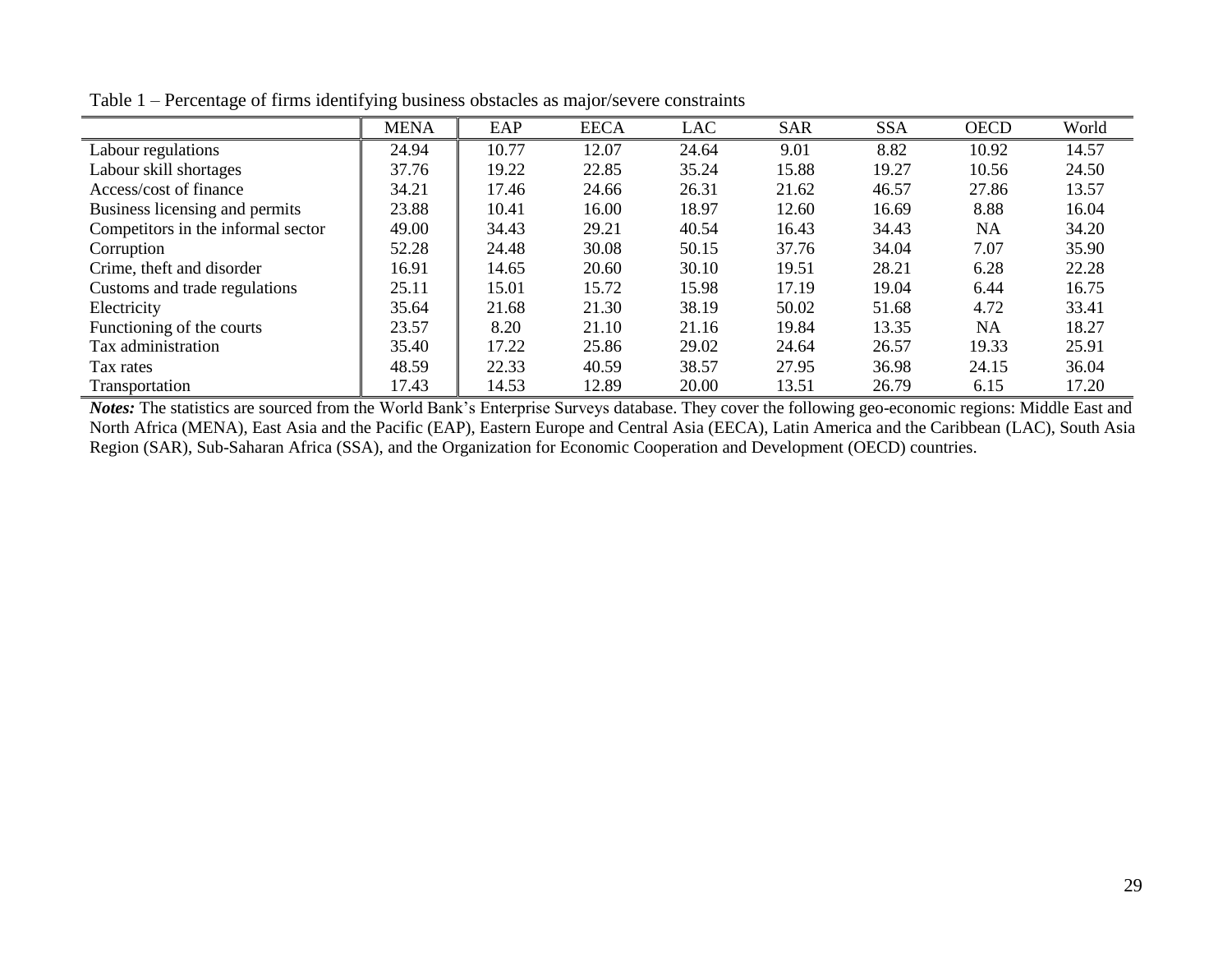Table 1 – Percentage of firms identifying business obstacles as major/severe constraints

| | MENA | EAP | EECA | LAC | SAR | SSA | OECD | World |
|---|---|---|---|---|---|---|---|---|
| Labour regulations | 24.94 | 10.77 | 12.07 | 24.64 | 9.01 | 8.82 | 10.92 | 14.57 |
| Labour skill shortages | 37.76 | 19.22 | 22.85 | 35.24 | 15.88 | 19.27 | 10.56 | 24.50 |
| Access/cost of finance | 34.21 | 17.46 | 24.66 | 26.31 | 21.62 | 46.57 | 27.86 | 13.57 |
| Business licensing and permits | 23.88 | 10.41 | 16.00 | 18.97 | 12.60 | 16.69 | 8.88 | 16.04 |
| Competitors in the informal sector | 49.00 | 34.43 | 29.21 | 40.54 | 16.43 | 34.43 | NA | 34.20 |
| Corruption | 52.28 | 24.48 | 30.08 | 50.15 | 37.76 | 34.04 | 7.07 | 35.90 |
| Crime, theft and disorder | 16.91 | 14.65 | 20.60 | 30.10 | 19.51 | 28.21 | 6.28 | 22.28 |
| Customs and trade regulations | 25.11 | 15.01 | 15.72 | 15.98 | 17.19 | 19.04 | 6.44 | 16.75 |
| Electricity | 35.64 | 21.68 | 21.30 | 38.19 | 50.02 | 51.68 | 4.72 | 33.41 |
| Functioning of the courts | 23.57 | 8.20 | 21.10 | 21.16 | 19.84 | 13.35 | NA | 18.27 |
| Tax administration | 35.40 | 17.22 | 25.86 | 29.02 | 24.64 | 26.57 | 19.33 | 25.91 |
| Tax rates | 48.59 | 22.33 | 40.59 | 38.57 | 27.95 | 36.98 | 24.15 | 36.04 |
| Transportation | 17.43 | 14.53 | 12.89 | 20.00 | 13.51 | 26.79 | 6.15 | 17.20 |

***Notes:*** The statistics are sourced from the World Bank's Enterprise Surveys database. They cover the following geo-economic regions: Middle East and North Africa (MENA), East Asia and the Pacific (EAP), Eastern Europe and Central Asia (EECA), Latin America and the Caribbean (LAC), South Asia Region (SAR), Sub-Saharan Africa (SSA), and the Organization for Economic Cooperation and Development (OECD) countries.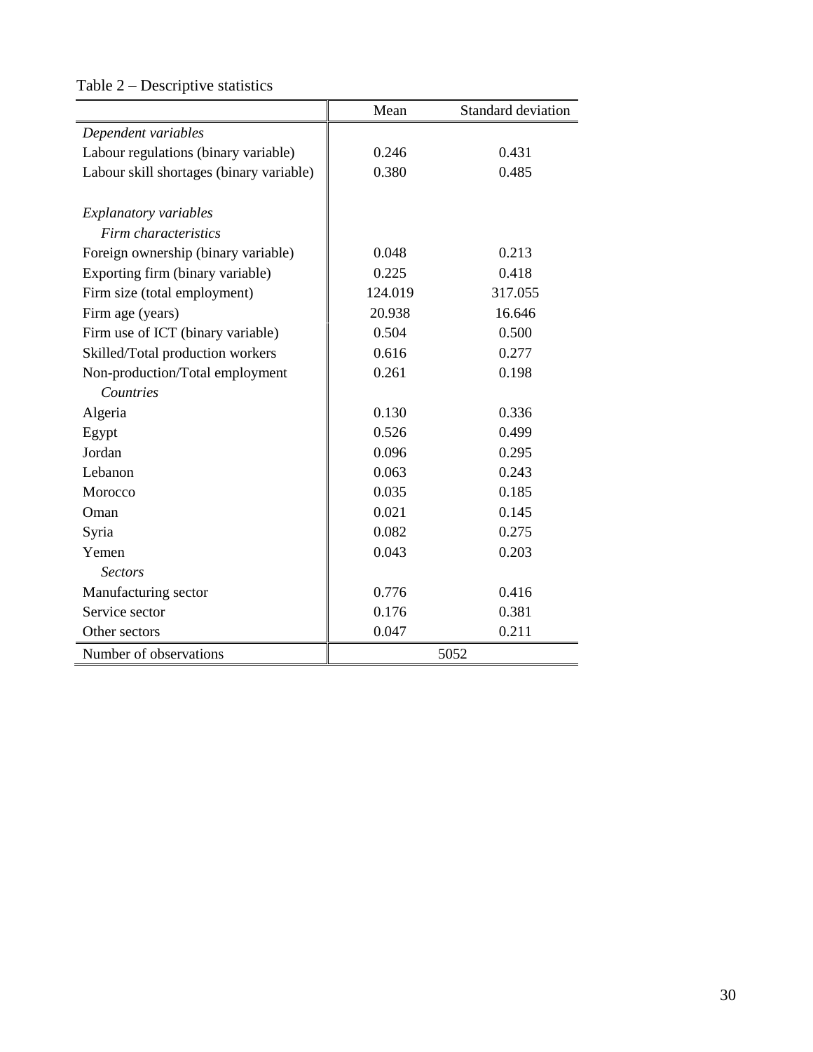Table 2 – Descriptive statistics

| | Mean | Standard deviation |
|---|---|---|
| *Dependent variables* | | |
| Labour regulations (binary variable) | 0.246 | 0.431 |
| Labour skill shortages (binary variable) | 0.380 | 0.485 |
| | | |
| *Explanatory variables* | | |
| *Firm characteristics* | | |
| Foreign ownership (binary variable) | 0.048 | 0.213 |
| Exporting firm (binary variable) | 0.225 | 0.418 |
| Firm size (total employment) | 124.019 | 317.055 |
| Firm age (years) | 20.938 | 16.646 |
| Firm use of ICT (binary variable) | 0.504 | 0.500 |
| Skilled/Total production workers | 0.616 | 0.277 |
| Non-production/Total employment | 0.261 | 0.198 |
| *Countries* | | |
| Algeria | 0.130 | 0.336 |
| Egypt | 0.526 | 0.499 |
| Jordan | 0.096 | 0.295 |
| Lebanon | 0.063 | 0.243 |
| Morocco | 0.035 | 0.185 |
| Oman | 0.021 | 0.145 |
| Syria | 0.082 | 0.275 |
| Yemen | 0.043 | 0.203 |
| *Sectors* | | |
| Manufacturing sector | 0.776 | 0.416 |
| Service sector | 0.176 | 0.381 |
| Other sectors | 0.047 | 0.211 |
| Number of observations | 5052 | |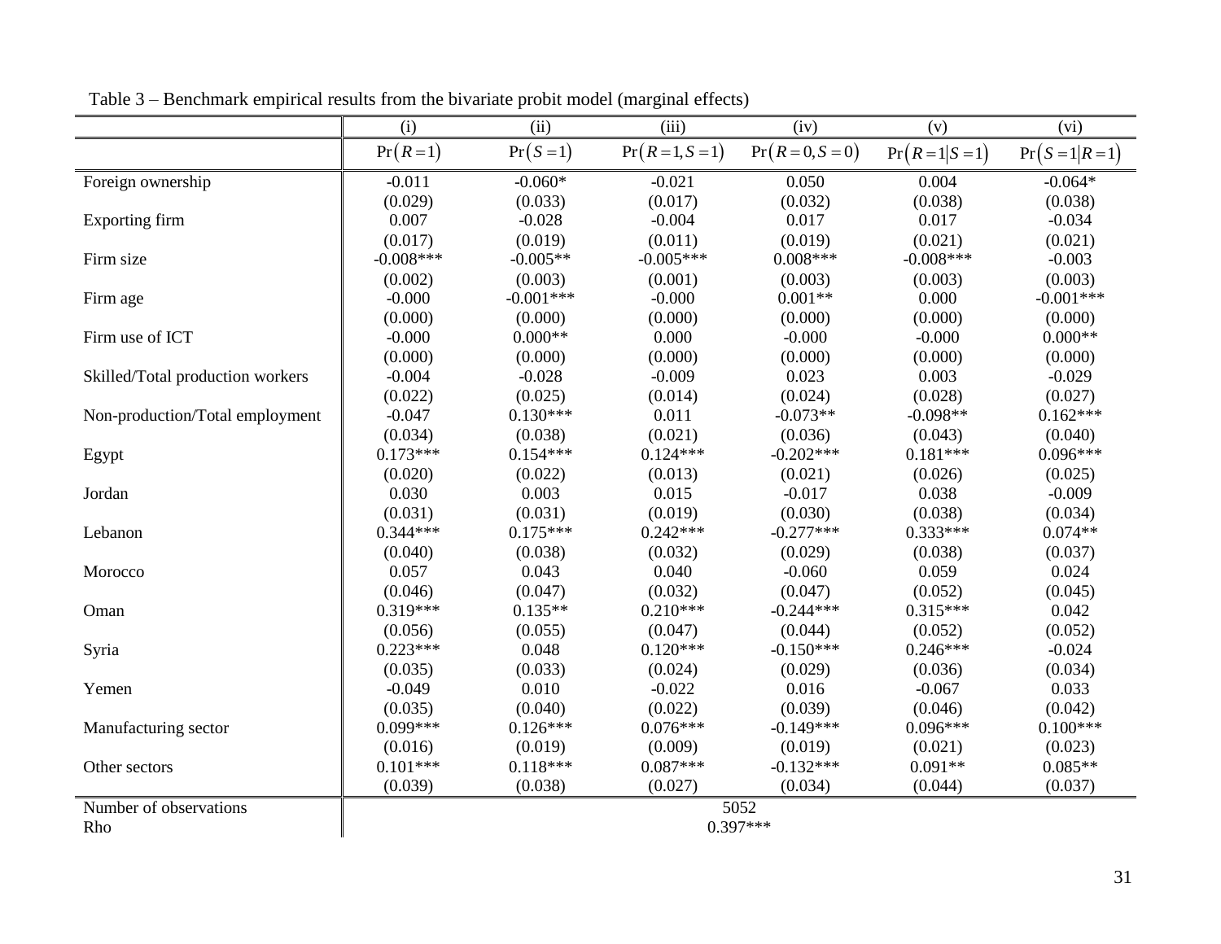Table 3 – Benchmark empirical results from the bivariate probit model (marginal effects)

| | (i) | (ii) | (iii) | (iv) | (v) | (vi) |
|---|---|---|---|---|---|---|
| | $\Pr(R=1)$ | $\Pr(S=1)$ | $\Pr(R=1,S=1)$ | $\Pr(R=0,S=0)$ | $\Pr(R=1\|S=1)$ | $\Pr(S=1\|R=1)$ |
| Foreign ownership | -0.011 | -0.060* | -0.021 | 0.050 | 0.004 | -0.064* |
| | (0.029) | (0.033) | (0.017) | (0.032) | (0.038) | (0.038) |
| Exporting firm | 0.007 | -0.028 | -0.004 | 0.017 | 0.017 | -0.034 |
| | (0.017) | (0.019) | (0.011) | (0.019) | (0.021) | (0.021) |
| Firm size | -0.008*** | -0.005** | -0.005*** | 0.008*** | -0.008*** | -0.003 |
| | (0.002) | (0.003) | (0.001) | (0.003) | (0.003) | (0.003) |
| Firm age | -0.000 | -0.001*** | -0.000 | 0.001** | 0.000 | -0.001*** |
| | (0.000) | (0.000) | (0.000) | (0.000) | (0.000) | (0.000) |
| Firm use of ICT | -0.000 | 0.000** | 0.000 | -0.000 | -0.000 | 0.000** |
| | (0.000) | (0.000) | (0.000) | (0.000) | (0.000) | (0.000) |
| Skilled/Total production workers | -0.004 | -0.028 | -0.009 | 0.023 | 0.003 | -0.029 |
| | (0.022) | (0.025) | (0.014) | (0.024) | (0.028) | (0.027) |
| Non-production/Total employment | -0.047 | 0.130*** | 0.011 | -0.073** | -0.098** | 0.162*** |
| | (0.034) | (0.038) | (0.021) | (0.036) | (0.043) | (0.040) |
| Egypt | 0.173*** | 0.154*** | 0.124*** | -0.202*** | 0.181*** | 0.096*** |
| | (0.020) | (0.022) | (0.013) | (0.021) | (0.026) | (0.025) |
| Jordan | 0.030 | 0.003 | 0.015 | -0.017 | 0.038 | -0.009 |
| | (0.031) | (0.031) | (0.019) | (0.030) | (0.038) | (0.034) |
| Lebanon | 0.344*** | 0.175*** | 0.242*** | -0.277*** | 0.333*** | 0.074** |
| | (0.040) | (0.038) | (0.032) | (0.029) | (0.038) | (0.037) |
| Morocco | 0.057 | 0.043 | 0.040 | -0.060 | 0.059 | 0.024 |
| | (0.046) | (0.047) | (0.032) | (0.047) | (0.052) | (0.045) |
| Oman | 0.319*** | 0.135** | 0.210*** | -0.244*** | 0.315*** | 0.042 |
| | (0.056) | (0.055) | (0.047) | (0.044) | (0.052) | (0.052) |
| Syria | 0.223*** | 0.048 | 0.120*** | -0.150*** | 0.246*** | -0.024 |
| | (0.035) | (0.033) | (0.024) | (0.029) | (0.036) | (0.034) |
| Yemen | -0.049 | 0.010 | -0.022 | 0.016 | -0.067 | 0.033 |
| | (0.035) | (0.040) | (0.022) | (0.039) | (0.046) | (0.042) |
| Manufacturing sector | 0.099*** | 0.126*** | 0.076*** | -0.149*** | 0.096*** | 0.100*** |
| | (0.016) | (0.019) | (0.009) | (0.019) | (0.021) | (0.023) |
| Other sectors | 0.101*** | 0.118*** | 0.087*** | -0.132*** | 0.091** | 0.085** |
| | (0.039) | (0.038) | (0.027) | (0.034) | (0.044) | (0.037) |
| Number of observations | 5052 | | | | | |
| Rho | 0.397*** | | | | | |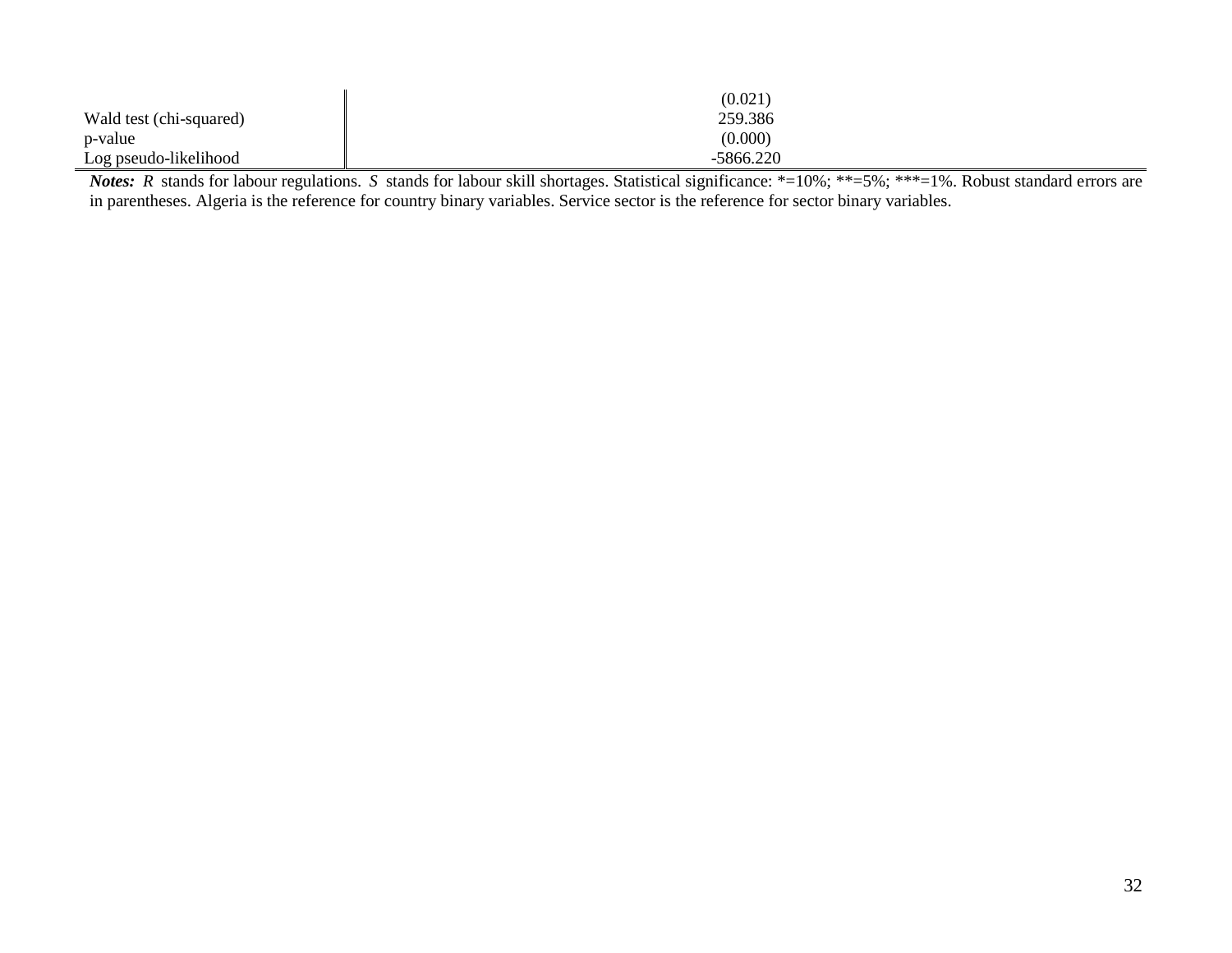| | |
|---|---|
| | (0.021) |
| Wald test (chi-squared) | 259.386 |
| p-value | (0.000) |
| Log pseudo-likelihood | -5866.220 |

***Notes:*** *R* stands for labour regulations. *S* stands for labour skill shortages. Statistical significance: *=10%; **=5%; ***=1%. Robust standard errors are in parentheses. Algeria is the reference for country binary variables. Service sector is the reference for sector binary variables.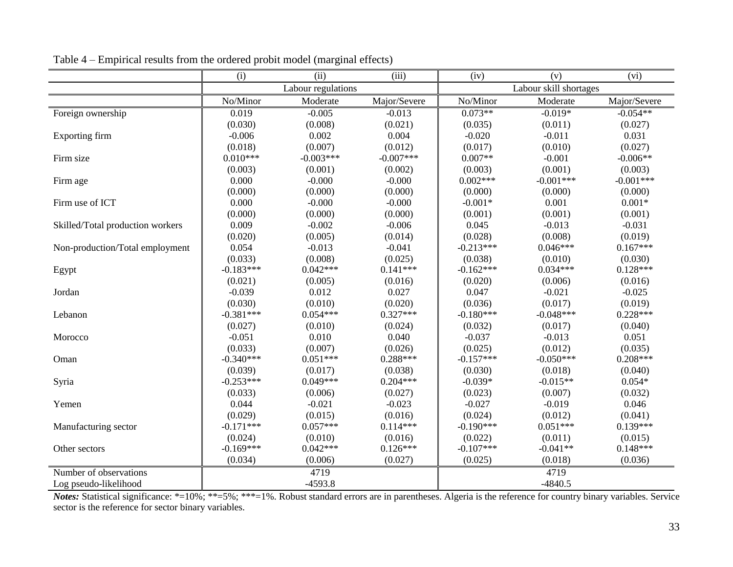Table 4 – Empirical results from the ordered probit model (marginal effects)

| | (i) | (ii) | (iii) | (iv) | (v) | (vi) |
|---|---|---|---|---|---|---|
| | Labour regulations | | | Labour skill shortages | | |
| | No/Minor | Moderate | Major/Severe | No/Minor | Moderate | Major/Severe |
| Foreign ownership | 0.019 | -0.005 | -0.013 | 0.073** | -0.019* | -0.054** |
| | (0.030) | (0.008) | (0.021) | (0.035) | (0.011) | (0.027) |
| Exporting firm | -0.006 | 0.002 | 0.004 | -0.020 | -0.011 | 0.031 |
| | (0.018) | (0.007) | (0.012) | (0.017) | (0.010) | (0.027) |
| Firm size | 0.010*** | -0.003*** | -0.007*** | 0.007** | -0.001 | -0.006** |
| | (0.003) | (0.001) | (0.002) | (0.003) | (0.001) | (0.003) |
| Firm age | 0.000 | -0.000 | -0.000 | 0.002*** | -0.001*** | -0.001*** |
| | (0.000) | (0.000) | (0.000) | (0.000) | (0.000) | (0.000) |
| Firm use of ICT | 0.000 | -0.000 | -0.000 | -0.001* | 0.001 | 0.001* |
| | (0.000) | (0.000) | (0.000) | (0.001) | (0.001) | (0.001) |
| Skilled/Total production workers | 0.009 | -0.002 | -0.006 | 0.045 | -0.013 | -0.031 |
| | (0.020) | (0.005) | (0.014) | (0.028) | (0.008) | (0.019) |
| Non-production/Total employment | 0.054 | -0.013 | -0.041 | -0.213*** | 0.046*** | 0.167*** |
| | (0.033) | (0.008) | (0.025) | (0.038) | (0.010) | (0.030) |
| Egypt | -0.183*** | 0.042*** | 0.141*** | -0.162*** | 0.034*** | 0.128*** |
| | (0.021) | (0.005) | (0.016) | (0.020) | (0.006) | (0.016) |
| Jordan | -0.039 | 0.012 | 0.027 | 0.047 | -0.021 | -0.025 |
| | (0.030) | (0.010) | (0.020) | (0.036) | (0.017) | (0.019) |
| Lebanon | -0.381*** | 0.054*** | 0.327*** | -0.180*** | -0.048*** | 0.228*** |
| | (0.027) | (0.010) | (0.024) | (0.032) | (0.017) | (0.040) |
| Morocco | -0.051 | 0.010 | 0.040 | -0.037 | -0.013 | 0.051 |
| | (0.033) | (0.007) | (0.026) | (0.025) | (0.012) | (0.035) |
| Oman | -0.340*** | 0.051*** | 0.288*** | -0.157*** | -0.050*** | 0.208*** |
| | (0.039) | (0.017) | (0.038) | (0.030) | (0.018) | (0.040) |
| Syria | -0.253*** | 0.049*** | 0.204*** | -0.039* | -0.015** | 0.054* |
| | (0.033) | (0.006) | (0.027) | (0.023) | (0.007) | (0.032) |
| Yemen | 0.044 | -0.021 | -0.023 | -0.027 | -0.019 | 0.046 |
| | (0.029) | (0.015) | (0.016) | (0.024) | (0.012) | (0.041) |
| Manufacturing sector | -0.171*** | 0.057*** | 0.114*** | -0.190*** | 0.051*** | 0.139*** |
| | (0.024) | (0.010) | (0.016) | (0.022) | (0.011) | (0.015) |
| Other sectors | -0.169*** | 0.042*** | 0.126*** | -0.107*** | -0.041** | 0.148*** |
| | (0.034) | (0.006) | (0.027) | (0.025) | (0.018) | (0.036) |
| Number of observations | | 4719 | | | 4719 | |
| Log pseudo-likelihood | | -4593.8 | | | -4840.5 | |

***Notes:*** Statistical significance: *=10%; **=5%; ***=1%. Robust standard errors are in parentheses. Algeria is the reference for country binary variables. Service sector is the reference for sector binary variables.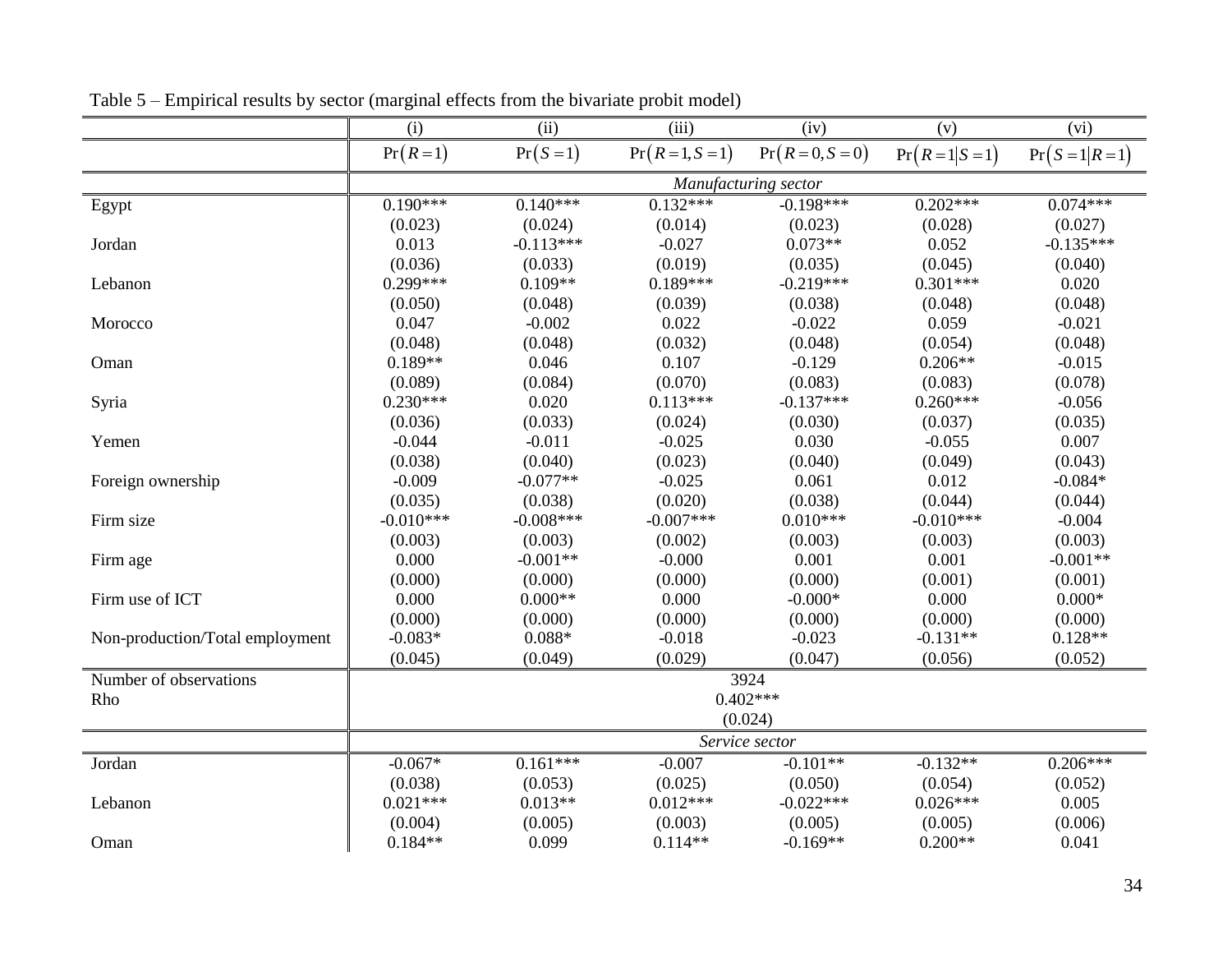Table 5 – Empirical results by sector (marginal effects from the bivariate probit model)

| | (i) | (ii) | (iii) | (iv) | (v) | (vi) |
|---|---|---|---|---|---|---|
| | $\Pr(R=1)$ | $\Pr(S=1)$ | $\Pr(R=1,S=1)$ | $\Pr(R=0,S=0)$ | $\Pr(R=1 \mid S=1)$ | $\Pr(S=1 \mid R=1)$ |
| | *Manufacturing sector* | | | | | |
| Egypt | 0.190*** | 0.140*** | 0.132*** | -0.198*** | 0.202*** | 0.074*** |
| | (0.023) | (0.024) | (0.014) | (0.023) | (0.028) | (0.027) |
| Jordan | 0.013 | -0.113*** | -0.027 | 0.073** | 0.052 | -0.135*** |
| | (0.036) | (0.033) | (0.019) | (0.035) | (0.045) | (0.040) |
| Lebanon | 0.299*** | 0.109** | 0.189*** | -0.219*** | 0.301*** | 0.020 |
| | (0.050) | (0.048) | (0.039) | (0.038) | (0.048) | (0.048) |
| Morocco | 0.047 | -0.002 | 0.022 | -0.022 | 0.059 | -0.021 |
| | (0.048) | (0.048) | (0.032) | (0.048) | (0.054) | (0.048) |
| Oman | 0.189** | 0.046 | 0.107 | -0.129 | 0.206** | -0.015 |
| | (0.089) | (0.084) | (0.070) | (0.083) | (0.083) | (0.078) |
| Syria | 0.230*** | 0.020 | 0.113*** | -0.137*** | 0.260*** | -0.056 |
| | (0.036) | (0.033) | (0.024) | (0.030) | (0.037) | (0.035) |
| Yemen | -0.044 | -0.011 | -0.025 | 0.030 | -0.055 | 0.007 |
| | (0.038) | (0.040) | (0.023) | (0.040) | (0.049) | (0.043) |
| Foreign ownership | -0.009 | -0.077** | -0.025 | 0.061 | 0.012 | -0.084* |
| | (0.035) | (0.038) | (0.020) | (0.038) | (0.044) | (0.044) |
| Firm size | -0.010*** | -0.008*** | -0.007*** | 0.010*** | -0.010*** | -0.004 |
| | (0.003) | (0.003) | (0.002) | (0.003) | (0.003) | (0.003) |
| Firm age | 0.000 | -0.001** | -0.000 | 0.001 | 0.001 | -0.001** |
| | (0.000) | (0.000) | (0.000) | (0.000) | (0.001) | (0.001) |
| Firm use of ICT | 0.000 | 0.000** | 0.000 | -0.000* | 0.000 | 0.000* |
| | (0.000) | (0.000) | (0.000) | (0.000) | (0.000) | (0.000) |
| Non-production/Total employment | -0.083* | 0.088* | -0.018 | -0.023 | -0.131** | 0.128** |
| | (0.045) | (0.049) | (0.029) | (0.047) | (0.056) | (0.052) |
| Number of observations | 3924 | | | | | |
| Rho | 0.402*** | | | | | |
| | (0.024) | | | | | |
| | *Service sector* | | | | | |
| Jordan | -0.067* | 0.161*** | -0.007 | -0.101** | -0.132** | 0.206*** |
| | (0.038) | (0.053) | (0.025) | (0.050) | (0.054) | (0.052) |
| Lebanon | 0.021*** | 0.013** | 0.012*** | -0.022*** | 0.026*** | 0.005 |
| | (0.004) | (0.005) | (0.003) | (0.005) | (0.005) | (0.006) |
| Oman | 0.184** | 0.099 | 0.114** | -0.169** | 0.200** | 0.041 |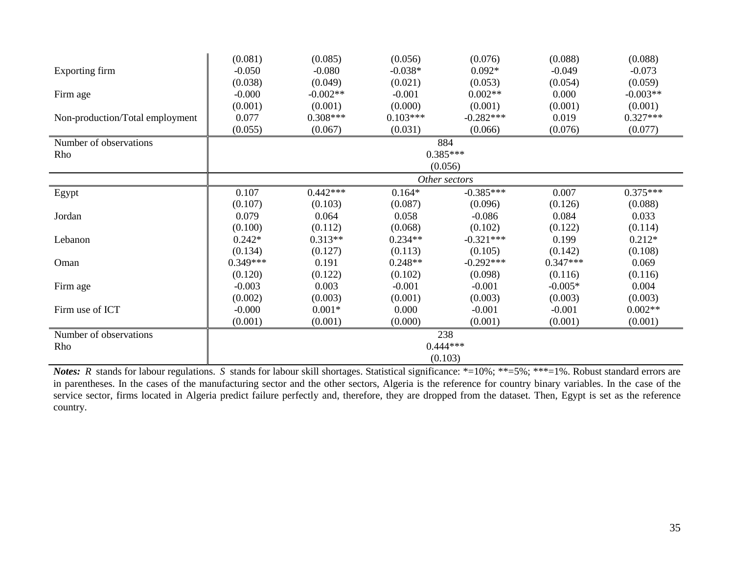| | | | | | | |
|---|---|---|---|---|---|---|
| | (0.081) | (0.085) | (0.056) | (0.076) | (0.088) | (0.088) |
| Exporting firm | -0.050 | -0.080 | -0.038* | 0.092* | -0.049 | -0.073 |
| | (0.038) | (0.049) | (0.021) | (0.053) | (0.054) | (0.059) |
| Firm age | -0.000 | -0.002** | -0.001 | 0.002** | 0.000 | -0.003** |
| | (0.001) | (0.001) | (0.000) | (0.001) | (0.001) | (0.001) |
| Non-production/Total employment | 0.077 | 0.308*** | 0.103*** | -0.282*** | 0.019 | 0.327*** |
| | (0.055) | (0.067) | (0.031) | (0.066) | (0.076) | (0.077) |
| Number of observations | 884 | | | | | |
| Rho | 0.385*** | | | | | |
| | (0.056) | | | | | |
| | *Other sectors* | | | | | |
| Egypt | 0.107 | 0.442*** | 0.164* | -0.385*** | 0.007 | 0.375*** |
| | (0.107) | (0.103) | (0.087) | (0.096) | (0.126) | (0.088) |
| Jordan | 0.079 | 0.064 | 0.058 | -0.086 | 0.084 | 0.033 |
| | (0.100) | (0.112) | (0.068) | (0.102) | (0.122) | (0.114) |
| Lebanon | 0.242* | 0.313** | 0.234** | -0.321*** | 0.199 | 0.212* |
| | (0.134) | (0.127) | (0.113) | (0.105) | (0.142) | (0.108) |
| Oman | 0.349*** | 0.191 | 0.248** | -0.292*** | 0.347*** | 0.069 |
| | (0.120) | (0.122) | (0.102) | (0.098) | (0.116) | (0.116) |
| Firm age | -0.003 | 0.003 | -0.001 | -0.001 | -0.005* | 0.004 |
| | (0.002) | (0.003) | (0.001) | (0.003) | (0.003) | (0.003) |
| Firm use of ICT | -0.000 | 0.001* | 0.000 | -0.001 | -0.001 | 0.002** |
| | (0.001) | (0.001) | (0.000) | (0.001) | (0.001) | (0.001) |
| Number of observations | 238 | | | | | |
| Rho | 0.444*** | | | | | |
| | (0.103) | | | | | |

***Notes:*** *R* stands for labour regulations. *S* stands for labour skill shortages. Statistical significance: *=10%; **=5%; ***=1%. Robust standard errors are in parentheses. In the cases of the manufacturing sector and the other sectors, Algeria is the reference for country binary variables. In the case of the service sector, firms located in Algeria predict failure perfectly and, therefore, they are dropped from the dataset. Then, Egypt is set as the reference country.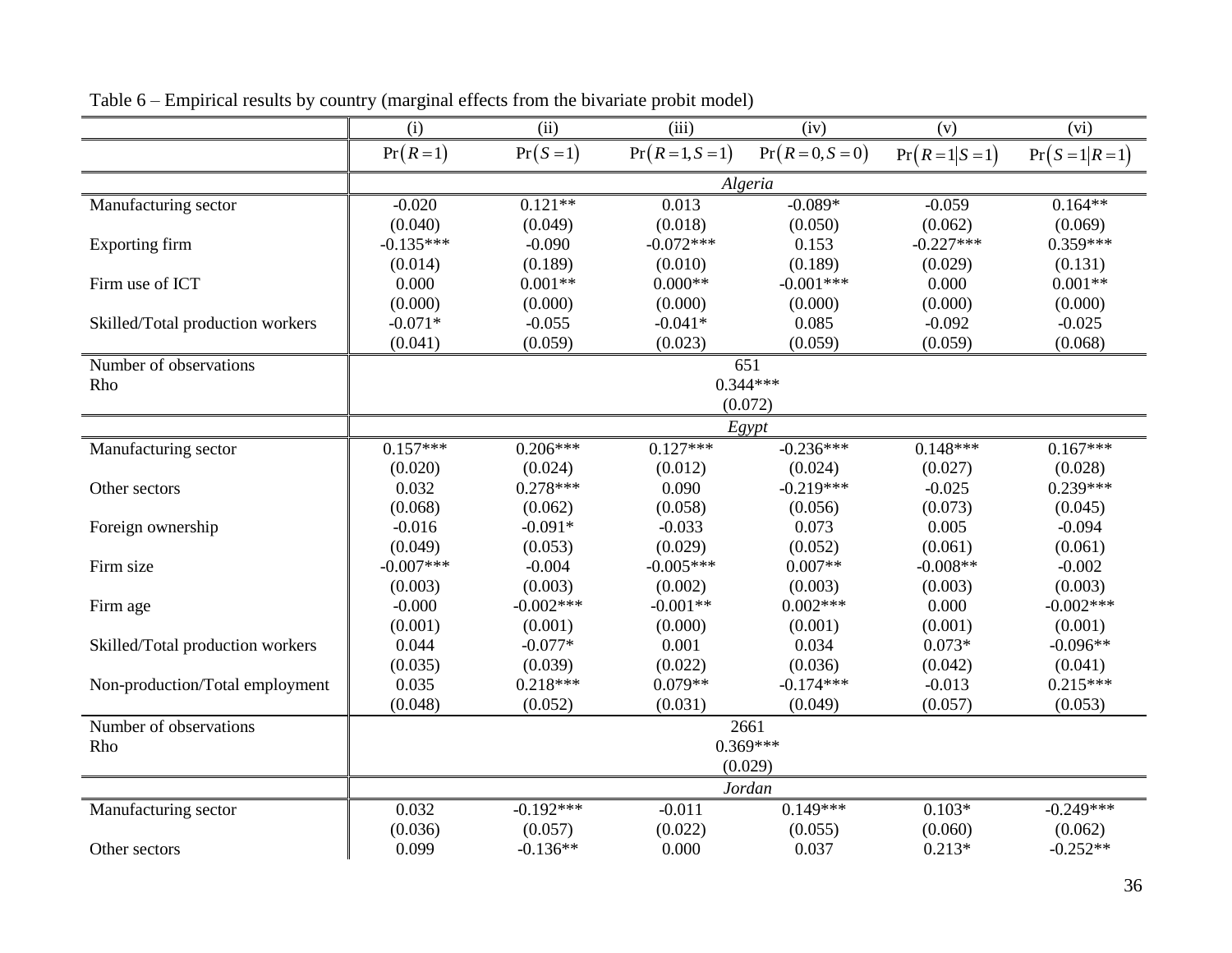Table 6 – Empirical results by country (marginal effects from the bivariate probit model)

| | (i) | (ii) | (iii) | (iv) | (v) | (vi) |
|---|---|---|---|---|---|---|
| | $\Pr(R=1)$ | $\Pr(S=1)$ | $\Pr(R=1,S=1)$ | $\Pr(R=0,S=0)$ | $\Pr(R=1 \mid S=1)$ | $\Pr(S=1 \mid R=1)$ |
| | | | *Algeria* | | | |
| Manufacturing sector | -0.020 | 0.121** | 0.013 | -0.089* | -0.059 | 0.164** |
| | (0.040) | (0.049) | (0.018) | (0.050) | (0.062) | (0.069) |
| Exporting firm | -0.135*** | -0.090 | -0.072*** | 0.153 | -0.227*** | 0.359*** |
| | (0.014) | (0.189) | (0.010) | (0.189) | (0.029) | (0.131) |
| Firm use of ICT | 0.000 | 0.001** | 0.000** | -0.001*** | 0.000 | 0.001** |
| | (0.000) | (0.000) | (0.000) | (0.000) | (0.000) | (0.000) |
| Skilled/Total production workers | -0.071* | -0.055 | -0.041* | 0.085 | -0.092 | -0.025 |
| | (0.041) | (0.059) | (0.023) | (0.059) | (0.059) | (0.068) |
| Number of observations | | | 651 | | | |
| Rho | | | 0.344*** | | | |
| | | | (0.072) | | | |
| | | | *Egypt* | | | |
| Manufacturing sector | 0.157*** | 0.206*** | 0.127*** | -0.236*** | 0.148*** | 0.167*** |
| | (0.020) | (0.024) | (0.012) | (0.024) | (0.027) | (0.028) |
| Other sectors | 0.032 | 0.278*** | 0.090 | -0.219*** | -0.025 | 0.239*** |
| | (0.068) | (0.062) | (0.058) | (0.056) | (0.073) | (0.045) |
| Foreign ownership | -0.016 | -0.091* | -0.033 | 0.073 | 0.005 | -0.094 |
| | (0.049) | (0.053) | (0.029) | (0.052) | (0.061) | (0.061) |
| Firm size | -0.007*** | -0.004 | -0.005*** | 0.007** | -0.008** | -0.002 |
| | (0.003) | (0.003) | (0.002) | (0.003) | (0.003) | (0.003) |
| Firm age | -0.000 | -0.002*** | -0.001** | 0.002*** | 0.000 | -0.002*** |
| | (0.001) | (0.001) | (0.000) | (0.001) | (0.001) | (0.001) |
| Skilled/Total production workers | 0.044 | -0.077* | 0.001 | 0.034 | 0.073* | -0.096** |
| | (0.035) | (0.039) | (0.022) | (0.036) | (0.042) | (0.041) |
| Non-production/Total employment | 0.035 | 0.218*** | 0.079** | -0.174*** | -0.013 | 0.215*** |
| | (0.048) | (0.052) | (0.031) | (0.049) | (0.057) | (0.053) |
| Number of observations | | | 2661 | | | |
| Rho | | | 0.369*** | | | |
| | | | (0.029) | | | |
| | | | *Jordan* | | | |
| Manufacturing sector | 0.032 | -0.192*** | -0.011 | 0.149*** | 0.103* | -0.249*** |
| | (0.036) | (0.057) | (0.022) | (0.055) | (0.060) | (0.062) |
| Other sectors | 0.099 | -0.136** | 0.000 | 0.037 | 0.213* | -0.252** |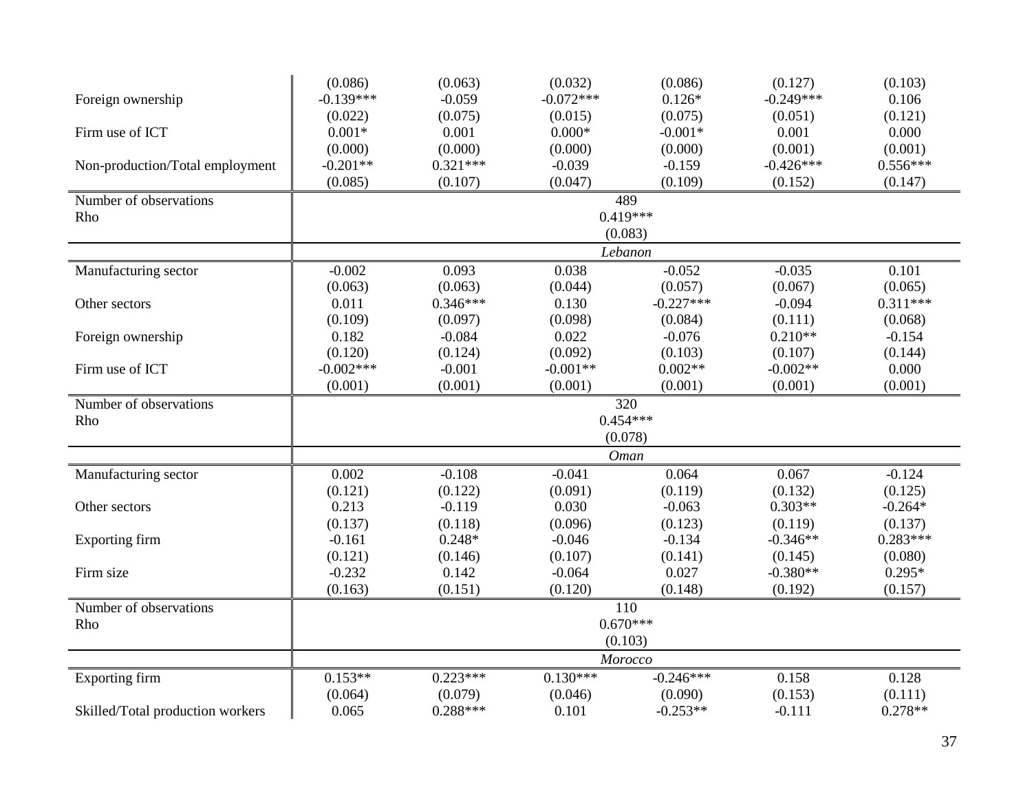| | | | | | | |
|---|---|---|---|---|---|---|
| | (0.086) | (0.063) | (0.032) | (0.086) | (0.127) | (0.103) |
| Foreign ownership | -0.139*** | -0.059 | -0.072*** | 0.126* | -0.249*** | 0.106 |
| | (0.022) | (0.075) | (0.015) | (0.075) | (0.051) | (0.121) |
| Firm use of ICT | 0.001* | 0.001 | 0.000* | -0.001* | 0.001 | 0.000 |
| | (0.000) | (0.000) | (0.000) | (0.000) | (0.001) | (0.001) |
| Non-production/Total employment | -0.201** | 0.321*** | -0.039 | -0.159 | -0.426*** | 0.556*** |
| | (0.085) | (0.107) | (0.047) | (0.109) | (0.152) | (0.147) |
| Number of observations | 489 | | | | | |
| Rho | 0.419*** | | | | | |
| | (0.083) | | | | | |
| | *Lebanon* | | | | | |
| Manufacturing sector | -0.002 | 0.093 | 0.038 | -0.052 | -0.035 | 0.101 |
| | (0.063) | (0.063) | (0.044) | (0.057) | (0.067) | (0.065) |
| Other sectors | 0.011 | 0.346*** | 0.130 | -0.227*** | -0.094 | 0.311*** |
| | (0.109) | (0.097) | (0.098) | (0.084) | (0.111) | (0.068) |
| Foreign ownership | 0.182 | -0.084 | 0.022 | -0.076 | 0.210** | -0.154 |
| | (0.120) | (0.124) | (0.092) | (0.103) | (0.107) | (0.144) |
| Firm use of ICT | -0.002*** | -0.001 | -0.001** | 0.002** | -0.002** | 0.000 |
| | (0.001) | (0.001) | (0.001) | (0.001) | (0.001) | (0.001) |
| Number of observations | 320 | | | | | |
| Rho | 0.454*** | | | | | |
| | (0.078) | | | | | |
| | *Oman* | | | | | |
| Manufacturing sector | 0.002 | -0.108 | -0.041 | 0.064 | 0.067 | -0.124 |
| | (0.121) | (0.122) | (0.091) | (0.119) | (0.132) | (0.125) |
| Other sectors | 0.213 | -0.119 | 0.030 | -0.063 | 0.303** | -0.264* |
| | (0.137) | (0.118) | (0.096) | (0.123) | (0.119) | (0.137) |
| Exporting firm | -0.161 | 0.248* | -0.046 | -0.134 | -0.346** | 0.283*** |
| | (0.121) | (0.146) | (0.107) | (0.141) | (0.145) | (0.080) |
| Firm size | -0.232 | 0.142 | -0.064 | 0.027 | -0.380** | 0.295* |
| | (0.163) | (0.151) | (0.120) | (0.148) | (0.192) | (0.157) |
| Number of observations | 110 | | | | | |
| Rho | 0.670*** | | | | | |
| | (0.103) | | | | | |
| | *Morocco* | | | | | |
| Exporting firm | 0.153** | 0.223*** | 0.130*** | -0.246*** | 0.158 | 0.128 |
| | (0.064) | (0.079) | (0.046) | (0.090) | (0.153) | (0.111) |
| Skilled/Total production workers | 0.065 | 0.288*** | 0.101 | -0.253** | -0.111 | 0.278** |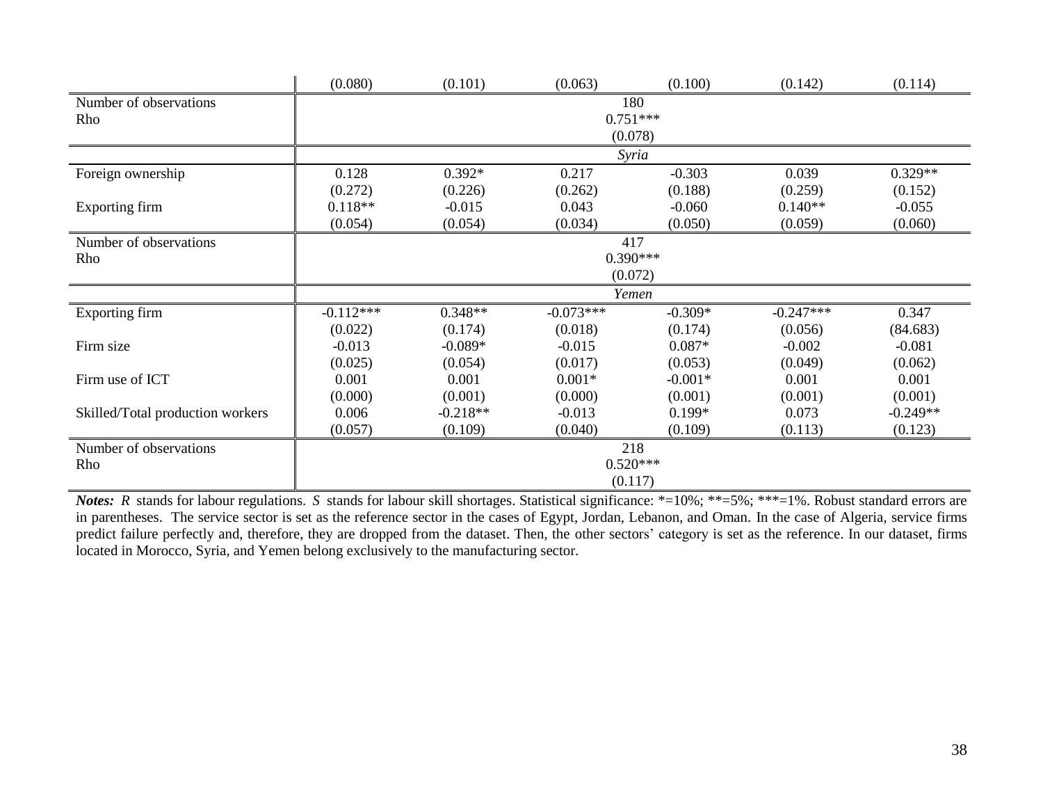| | | | | | | |
|---|---|---|---|---|---|---|
| | (0.080) | (0.101) | (0.063) | (0.100) | (0.142) | (0.114) |
| Number of observations | 180 | | | | | |
| Rho | 0.751*** | | | | | |
| | (0.078) | | | | | |
| | *Syria* | | | | | |
| Foreign ownership | 0.128 | 0.392* | 0.217 | -0.303 | 0.039 | 0.329** |
| | (0.272) | (0.226) | (0.262) | (0.188) | (0.259) | (0.152) |
| Exporting firm | 0.118** | -0.015 | 0.043 | -0.060 | 0.140** | -0.055 |
| | (0.054) | (0.054) | (0.034) | (0.050) | (0.059) | (0.060) |
| Number of observations | 417 | | | | | |
| Rho | 0.390*** | | | | | |
| | (0.072) | | | | | |
| | *Yemen* | | | | | |
| Exporting firm | -0.112*** | 0.348** | -0.073*** | -0.309* | -0.247*** | 0.347 |
| | (0.022) | (0.174) | (0.018) | (0.174) | (0.056) | (84.683) |
| Firm size | -0.013 | -0.089* | -0.015 | 0.087* | -0.002 | -0.081 |
| | (0.025) | (0.054) | (0.017) | (0.053) | (0.049) | (0.062) |
| Firm use of ICT | 0.001 | 0.001 | 0.001* | -0.001* | 0.001 | 0.001 |
| | (0.000) | (0.001) | (0.000) | (0.001) | (0.001) | (0.001) |
| Skilled/Total production workers | 0.006 | -0.218** | -0.013 | 0.199* | 0.073 | -0.249** |
| | (0.057) | (0.109) | (0.040) | (0.109) | (0.113) | (0.123) |
| Number of observations | 218 | | | | | |
| Rho | 0.520*** | | | | | |
| | (0.117) | | | | | |

***Notes:*** *R* stands for labour regulations. *S* stands for labour skill shortages. Statistical significance: *=10%; **=5%; ***=1%. Robust standard errors are in parentheses. The service sector is set as the reference sector in the cases of Egypt, Jordan, Lebanon, and Oman. In the case of Algeria, service firms predict failure perfectly and, therefore, they are dropped from the dataset. Then, the other sectors' category is set as the reference. In our dataset, firms located in Morocco, Syria, and Yemen belong exclusively to the manufacturing sector.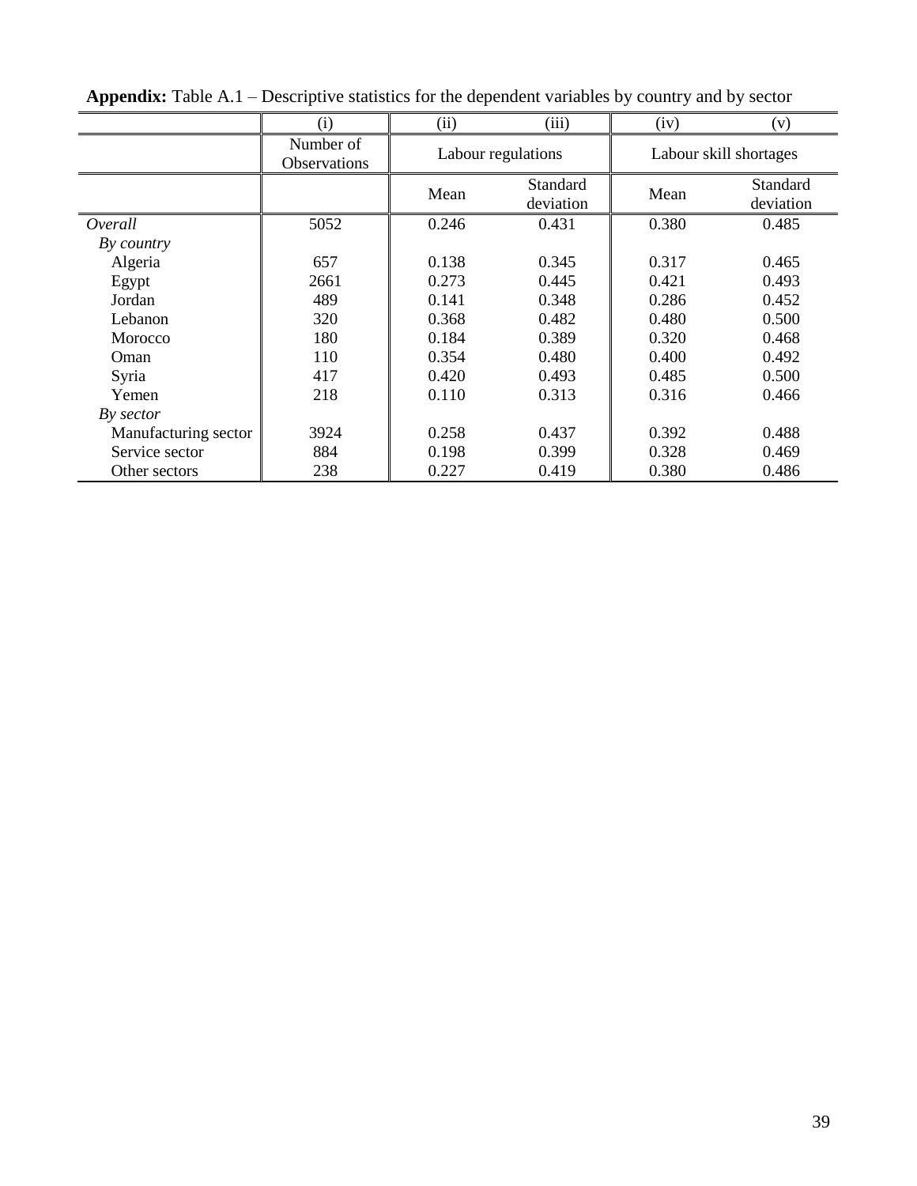**Appendix:** Table A.1 – Descriptive statistics for the dependent variables by country and by sector

| | (i) | (ii) | (iii) | (iv) | (v) |
|---|---|---|---|---|---|
| | Number of Observations | Labour regulations | | Labour skill shortages | |
| | | Mean | Standard deviation | Mean | Standard deviation |
| *Overall* | 5052 | 0.246 | 0.431 | 0.380 | 0.485 |
| *By country* | | | | | |
| Algeria | 657 | 0.138 | 0.345 | 0.317 | 0.465 |
| Egypt | 2661 | 0.273 | 0.445 | 0.421 | 0.493 |
| Jordan | 489 | 0.141 | 0.348 | 0.286 | 0.452 |
| Lebanon | 320 | 0.368 | 0.482 | 0.480 | 0.500 |
| Morocco | 180 | 0.184 | 0.389 | 0.320 | 0.468 |
| Oman | 110 | 0.354 | 0.480 | 0.400 | 0.492 |
| Syria | 417 | 0.420 | 0.493 | 0.485 | 0.500 |
| Yemen | 218 | 0.110 | 0.313 | 0.316 | 0.466 |
| *By sector* | | | | | |
| Manufacturing sector | 3924 | 0.258 | 0.437 | 0.392 | 0.488 |
| Service sector | 884 | 0.198 | 0.399 | 0.328 | 0.469 |
| Other sectors | 238 | 0.227 | 0.419 | 0.380 | 0.486 |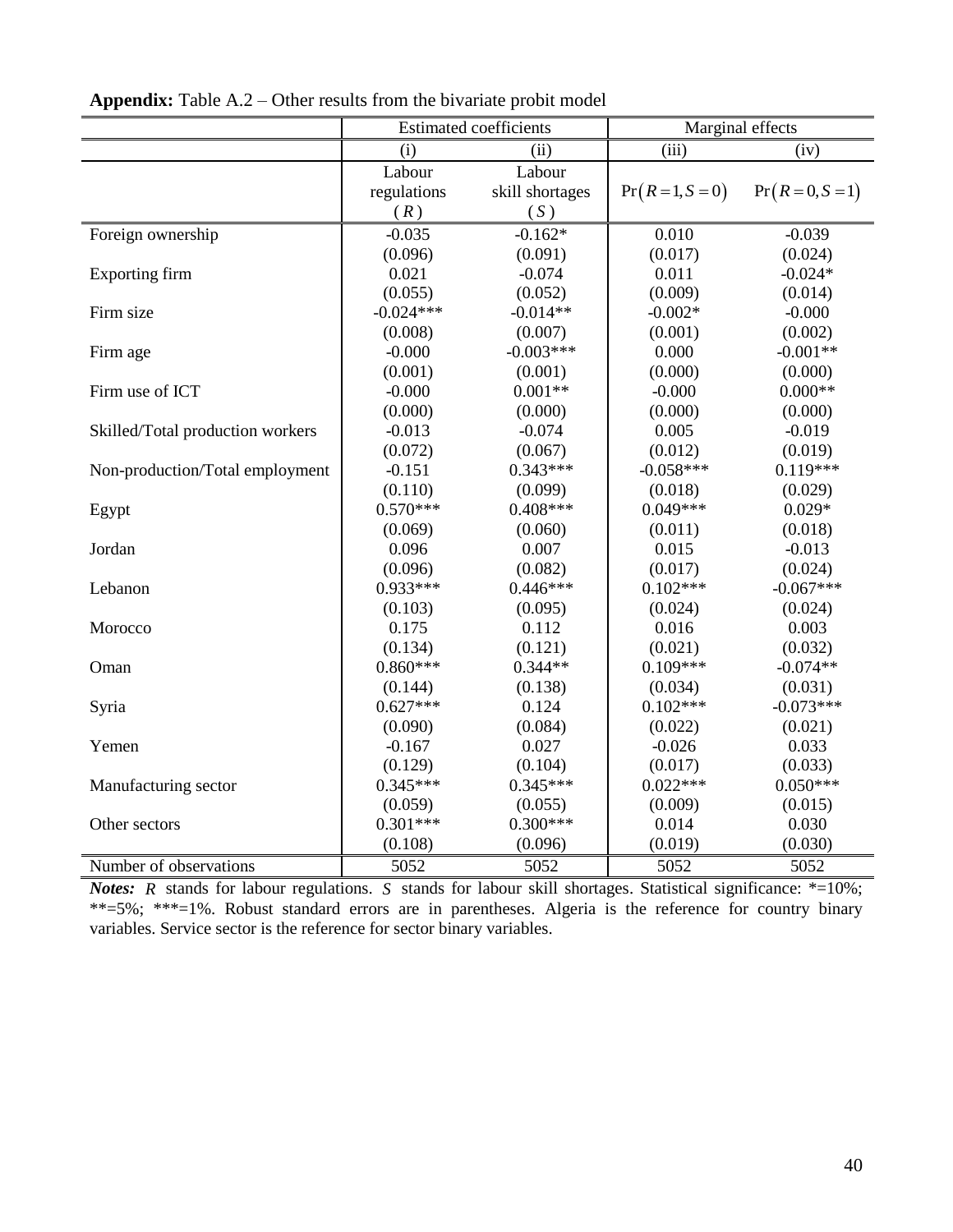**Appendix:** Table A.2 – Other results from the bivariate probit model

| | Estimated coefficients | | Marginal effects | |
|---|---|---|---|---|
| | (i) | (ii) | (iii) | (iv) |
| | Labour regulations $(R)$ | Labour skill shortages $(S)$ | $\Pr(R=1, S=0)$ | $\Pr(R=0, S=1)$ |
| Foreign ownership | -0.035 | -0.162* | 0.010 | -0.039 |
| | (0.096) | (0.091) | (0.017) | (0.024) |
| Exporting firm | 0.021 | -0.074 | 0.011 | -0.024* |
| | (0.055) | (0.052) | (0.009) | (0.014) |
| Firm size | -0.024*** | -0.014** | -0.002* | -0.000 |
| | (0.008) | (0.007) | (0.001) | (0.002) |
| Firm age | -0.000 | -0.003*** | 0.000 | -0.001** |
| | (0.001) | (0.001) | (0.000) | (0.000) |
| Firm use of ICT | -0.000 | 0.001** | -0.000 | 0.000** |
| | (0.000) | (0.000) | (0.000) | (0.000) |
| Skilled/Total production workers | -0.013 | -0.074 | 0.005 | -0.019 |
| | (0.072) | (0.067) | (0.012) | (0.019) |
| Non-production/Total employment | -0.151 | 0.343*** | -0.058*** | 0.119*** |
| | (0.110) | (0.099) | (0.018) | (0.029) |
| Egypt | 0.570*** | 0.408*** | 0.049*** | 0.029* |
| | (0.069) | (0.060) | (0.011) | (0.018) |
| Jordan | 0.096 | 0.007 | 0.015 | -0.013 |
| | (0.096) | (0.082) | (0.017) | (0.024) |
| Lebanon | 0.933*** | 0.446*** | 0.102*** | -0.067*** |
| | (0.103) | (0.095) | (0.024) | (0.024) |
| Morocco | 0.175 | 0.112 | 0.016 | 0.003 |
| | (0.134) | (0.121) | (0.021) | (0.032) |
| Oman | 0.860*** | 0.344** | 0.109*** | -0.074** |
| | (0.144) | (0.138) | (0.034) | (0.031) |
| Syria | 0.627*** | 0.124 | 0.102*** | -0.073*** |
| | (0.090) | (0.084) | (0.022) | (0.021) |
| Yemen | -0.167 | 0.027 | -0.026 | 0.033 |
| | (0.129) | (0.104) | (0.017) | (0.033) |
| Manufacturing sector | 0.345*** | 0.345*** | 0.022*** | 0.050*** |
| | (0.059) | (0.055) | (0.009) | (0.015) |
| Other sectors | 0.301*** | 0.300*** | 0.014 | 0.030 |
| | (0.108) | (0.096) | (0.019) | (0.030) |
| Number of observations | 5052 | 5052 | 5052 | 5052 |

***Notes:*** $R$ stands for labour regulations. $S$ stands for labour skill shortages. Statistical significance: *=10%; **=5%; ***=1%. Robust standard errors are in parentheses. Algeria is the reference for country binary variables. Service sector is the reference for sector binary variables.